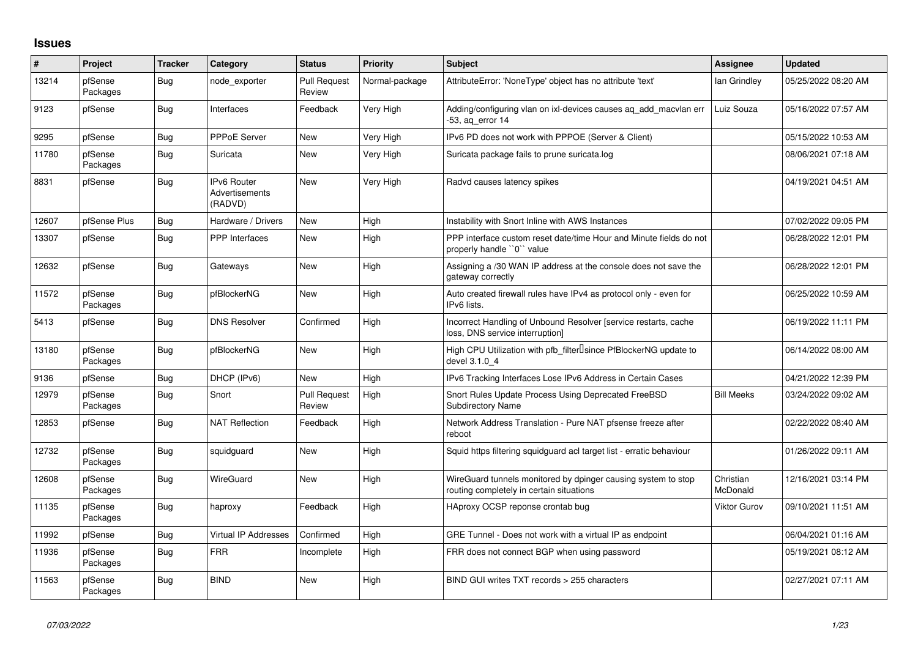## Issues

| # | Project | Tracker | Category | Status | Priority | Subject | Assignee | Updated |
|---|---|---|---|---|---|---|---|---|
| 13214 | pfSense Packages | Bug | node_exporter | Pull Request Review | Normal-package | AttributeError: 'NoneType' object has no attribute 'text' | Ian Grindley | 05/25/2022 08:20 AM |
| 9123 | pfSense | Bug | Interfaces | Feedback | Very High | Adding/configuring vlan on ixl-devices causes aq_add_macvlan err -53, aq_error 14 | Luiz Souza | 05/16/2022 07:57 AM |
| 9295 | pfSense | Bug | PPPoE Server | New | Very High | IPv6 PD does not work with PPPOE (Server & Client) | | 05/15/2022 10:53 AM |
| 11780 | pfSense Packages | Bug | Suricata | New | Very High | Suricata package fails to prune suricata.log | | 08/06/2021 07:18 AM |
| 8831 | pfSense | Bug | IPv6 Router Advertisements (RADVD) | New | Very High | Radvd causes latency spikes | | 04/19/2021 04:51 AM |
| 12607 | pfSense Plus | Bug | Hardware / Drivers | New | High | Instability with Snort Inline with AWS Instances | | 07/02/2022 09:05 PM |
| 13307 | pfSense | Bug | PPP Interfaces | New | High | PPP interface custom reset date/time Hour and Minute fields do not properly handle ``0`` value | | 06/28/2022 12:01 PM |
| 12632 | pfSense | Bug | Gateways | New | High | Assigning a /30 WAN IP address at the console does not save the gateway correctly | | 06/28/2022 12:01 PM |
| 11572 | pfSense Packages | Bug | pfBlockerNG | New | High | Auto created firewall rules have IPv4 as protocol only - even for IPv6 lists. | | 06/25/2022 10:59 AM |
| 5413 | pfSense | Bug | DNS Resolver | Confirmed | High | Incorrect Handling of Unbound Resolver [service restarts, cache loss, DNS service interruption] | | 06/19/2022 11:11 PM |
| 13180 | pfSense Packages | Bug | pfBlockerNG | New | High | High CPU Utilization with pfb_filter since PfBlockerNG update to devel 3.1.0_4 | | 06/14/2022 08:00 AM |
| 9136 | pfSense | Bug | DHCP (IPv6) | New | High | IPv6 Tracking Interfaces Lose IPv6 Address in Certain Cases | | 04/21/2022 12:39 PM |
| 12979 | pfSense Packages | Bug | Snort | Pull Request Review | High | Snort Rules Update Process Using Deprecated FreeBSD Subdirectory Name | Bill Meeks | 03/24/2022 09:02 AM |
| 12853 | pfSense | Bug | NAT Reflection | Feedback | High | Network Address Translation - Pure NAT pfsense freeze after reboot | | 02/22/2022 08:40 AM |
| 12732 | pfSense Packages | Bug | squidguard | New | High | Squid https filtering squidguard acl target list - erratic behaviour | | 01/26/2022 09:11 AM |
| 12608 | pfSense Packages | Bug | WireGuard | New | High | WireGuard tunnels monitored by dpinger causing system to stop routing completely in certain situations | Christian McDonald | 12/16/2021 03:14 PM |
| 11135 | pfSense Packages | Bug | haproxy | Feedback | High | HAproxy OCSP reponse crontab bug | Viktor Gurov | 09/10/2021 11:51 AM |
| 11992 | pfSense | Bug | Virtual IP Addresses | Confirmed | High | GRE Tunnel - Does not work with a virtual IP as endpoint | | 06/04/2021 01:16 AM |
| 11936 | pfSense Packages | Bug | FRR | Incomplete | High | FRR does not connect BGP when using password | | 05/19/2021 08:12 AM |
| 11563 | pfSense Packages | Bug | BIND | New | High | BIND GUI writes TXT records > 255 characters | | 02/27/2021 07:11 AM |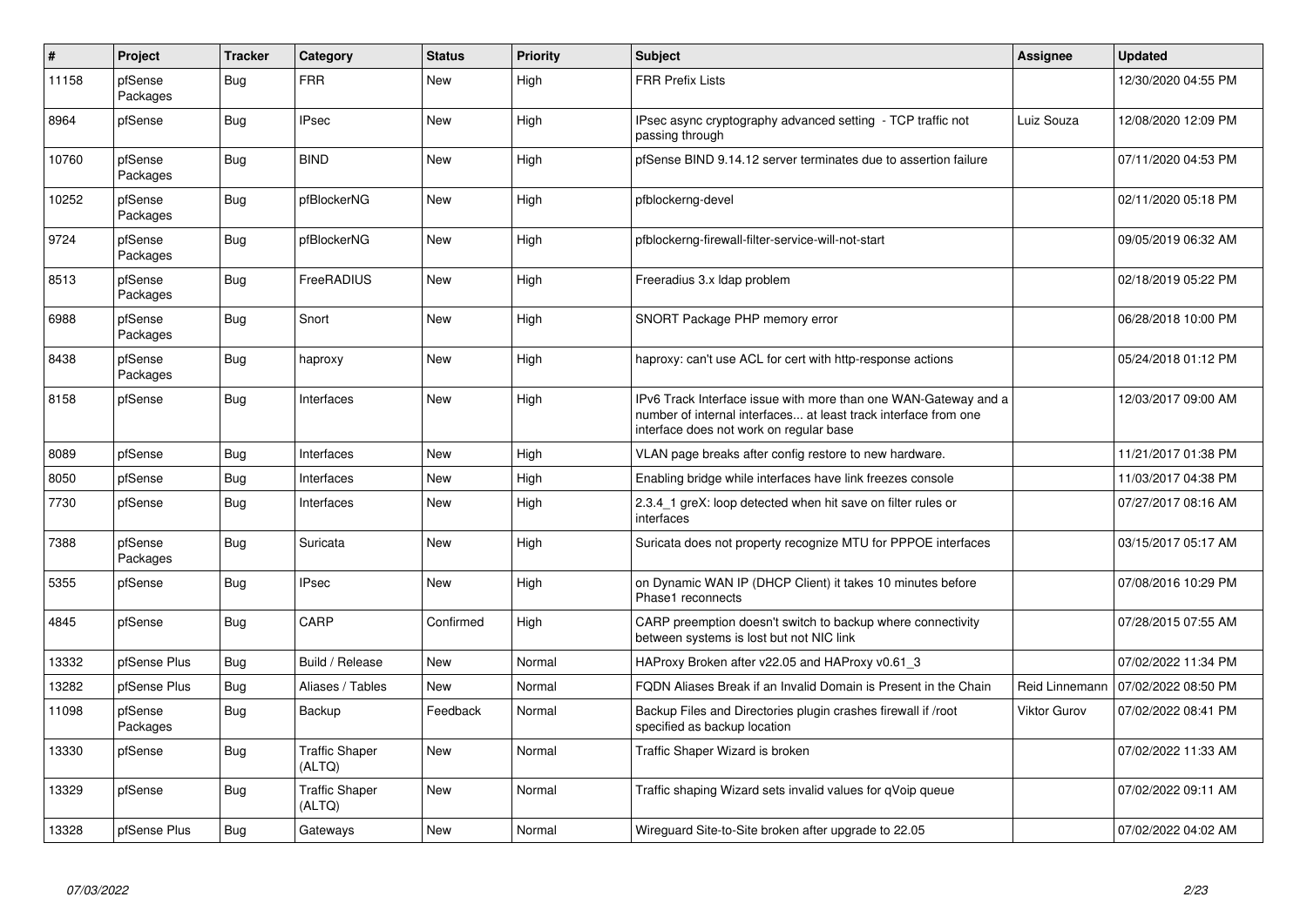| # | Project | Tracker | Category | Status | Priority | Subject | Assignee | Updated |
|---|---|---|---|---|---|---|---|---|
| 11158 | pfSense Packages | Bug | FRR | New | High | FRR Prefix Lists | | 12/30/2020 04:55 PM |
| 8964 | pfSense | Bug | IPsec | New | High | IPsec async cryptography advanced setting - TCP traffic not passing through | Luiz Souza | 12/08/2020 12:09 PM |
| 10760 | pfSense Packages | Bug | BIND | New | High | pfSense BIND 9.14.12 server terminates due to assertion failure | | 07/11/2020 04:53 PM |
| 10252 | pfSense Packages | Bug | pfBlockerNG | New | High | pfblockerng-devel | | 02/11/2020 05:18 PM |
| 9724 | pfSense Packages | Bug | pfBlockerNG | New | High | pfblockerng-firewall-filter-service-will-not-start | | 09/05/2019 06:32 AM |
| 8513 | pfSense Packages | Bug | FreeRADIUS | New | High | Freeradius 3.x ldap problem | | 02/18/2019 05:22 PM |
| 6988 | pfSense Packages | Bug | Snort | New | High | SNORT Package PHP memory error | | 06/28/2018 10:00 PM |
| 8438 | pfSense Packages | Bug | haproxy | New | High | haproxy: can't use ACL for cert with http-response actions | | 05/24/2018 01:12 PM |
| 8158 | pfSense | Bug | Interfaces | New | High | IPv6 Track Interface issue with more than one WAN-Gateway and a number of internal interfaces... at least track interface from one interface does not work on regular base | | 12/03/2017 09:00 AM |
| 8089 | pfSense | Bug | Interfaces | New | High | VLAN page breaks after config restore to new hardware. | | 11/21/2017 01:38 PM |
| 8050 | pfSense | Bug | Interfaces | New | High | Enabling bridge while interfaces have link freezes console | | 11/03/2017 04:38 PM |
| 7730 | pfSense | Bug | Interfaces | New | High | 2.3.4_1 greX: loop detected when hit save on filter rules or interfaces | | 07/27/2017 08:16 AM |
| 7388 | pfSense Packages | Bug | Suricata | New | High | Suricata does not property recognize MTU for PPPOE interfaces | | 03/15/2017 05:17 AM |
| 5355 | pfSense | Bug | IPsec | New | High | on Dynamic WAN IP (DHCP Client) it takes 10 minutes before Phase1 reconnects | | 07/08/2016 10:29 PM |
| 4845 | pfSense | Bug | CARP | Confirmed | High | CARP preemption doesn't switch to backup where connectivity between systems is lost but not NIC link | | 07/28/2015 07:55 AM |
| 13332 | pfSense Plus | Bug | Build / Release | New | Normal | HAProxy Broken after v22.05 and HAProxy v0.61_3 | | 07/02/2022 11:34 PM |
| 13282 | pfSense Plus | Bug | Aliases / Tables | New | Normal | FQDN Aliases Break if an Invalid Domain is Present in the Chain | Reid Linnemann | 07/02/2022 08:50 PM |
| 11098 | pfSense Packages | Bug | Backup | Feedback | Normal | Backup Files and Directories plugin crashes firewall if /root specified as backup location | Viktor Gurov | 07/02/2022 08:41 PM |
| 13330 | pfSense | Bug | Traffic Shaper (ALTQ) | New | Normal | Traffic Shaper Wizard is broken | | 07/02/2022 11:33 AM |
| 13329 | pfSense | Bug | Traffic Shaper (ALTQ) | New | Normal | Traffic shaping Wizard sets invalid values for qVoip queue | | 07/02/2022 09:11 AM |
| 13328 | pfSense Plus | Bug | Gateways | New | Normal | Wireguard Site-to-Site broken after upgrade to 22.05 | | 07/02/2022 04:02 AM |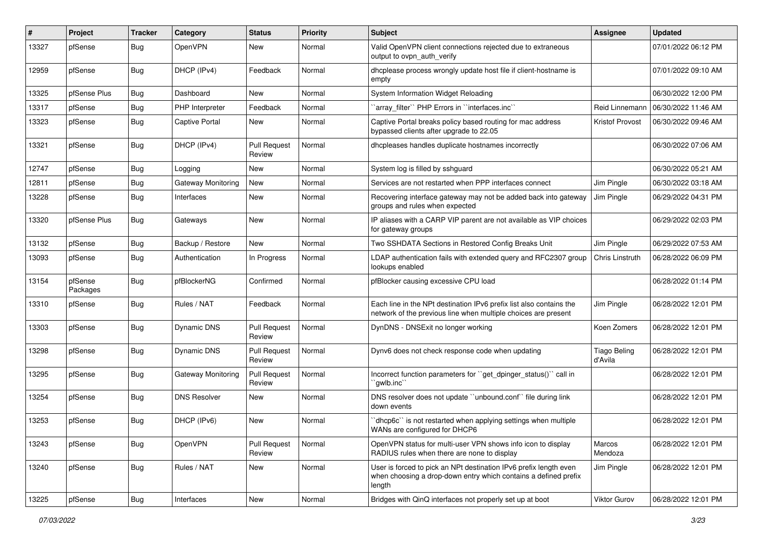| # | Project | Tracker | Category | Status | Priority | Subject | Assignee | Updated |
|---|---|---|---|---|---|---|---|---|
| 13327 | pfSense | Bug | OpenVPN | New | Normal | Valid OpenVPN client connections rejected due to extraneous output to ovpn_auth_verify | | 07/01/2022 06:12 PM |
| 12959 | pfSense | Bug | DHCP (IPv4) | Feedback | Normal | dhcplease process wrongly update host file if client-hostname is empty | | 07/01/2022 09:10 AM |
| 13325 | pfSense Plus | Bug | Dashboard | New | Normal | System Information Widget Reloading | | 06/30/2022 12:00 PM |
| 13317 | pfSense | Bug | PHP Interpreter | Feedback | Normal | ``array_filter`` PHP Errors in ``interfaces.inc`` | Reid Linnemann | 06/30/2022 11:46 AM |
| 13323 | pfSense | Bug | Captive Portal | New | Normal | Captive Portal breaks policy based routing for mac address bypassed clients after upgrade to 22.05 | Kristof Provost | 06/30/2022 09:46 AM |
| 13321 | pfSense | Bug | DHCP (IPv4) | Pull Request Review | Normal | dhcpleases handles duplicate hostnames incorrectly | | 06/30/2022 07:06 AM |
| 12747 | pfSense | Bug | Logging | New | Normal | System log is filled by sshguard | | 06/30/2022 05:21 AM |
| 12811 | pfSense | Bug | Gateway Monitoring | New | Normal | Services are not restarted when PPP interfaces connect | Jim Pingle | 06/30/2022 03:18 AM |
| 13228 | pfSense | Bug | Interfaces | New | Normal | Recovering interface gateway may not be added back into gateway groups and rules when expected | Jim Pingle | 06/29/2022 04:31 PM |
| 13320 | pfSense Plus | Bug | Gateways | New | Normal | IP aliases with a CARP VIP parent are not available as VIP choices for gateway groups | | 06/29/2022 02:03 PM |
| 13132 | pfSense | Bug | Backup / Restore | New | Normal | Two SSHDATA Sections in Restored Config Breaks Unit | Jim Pingle | 06/29/2022 07:53 AM |
| 13093 | pfSense | Bug | Authentication | In Progress | Normal | LDAP authentication fails with extended query and RFC2307 group lookups enabled | Chris Linstruth | 06/28/2022 06:09 PM |
| 13154 | pfSense Packages | Bug | pfBlockerNG | Confirmed | Normal | pfBlocker causing excessive CPU load | | 06/28/2022 01:14 PM |
| 13310 | pfSense | Bug | Rules / NAT | Feedback | Normal | Each line in the NPt destination IPv6 prefix list also contains the network of the previous line when multiple choices are present | Jim Pingle | 06/28/2022 12:01 PM |
| 13303 | pfSense | Bug | Dynamic DNS | Pull Request Review | Normal | DynDNS - DNSExit no longer working | Koen Zomers | 06/28/2022 12:01 PM |
| 13298 | pfSense | Bug | Dynamic DNS | Pull Request Review | Normal | Dynv6 does not check response code when updating | Tiago Beling d'Avila | 06/28/2022 12:01 PM |
| 13295 | pfSense | Bug | Gateway Monitoring | Pull Request Review | Normal | Incorrect function parameters for ``get_dpinger_status()`` call in ``gwlb.inc`` | | 06/28/2022 12:01 PM |
| 13254 | pfSense | Bug | DNS Resolver | New | Normal | DNS resolver does not update ``unbound.conf`` file during link down events | | 06/28/2022 12:01 PM |
| 13253 | pfSense | Bug | DHCP (IPv6) | New | Normal | ``dhcp6c`` is not restarted when applying settings when multiple WANs are configured for DHCP6 | | 06/28/2022 12:01 PM |
| 13243 | pfSense | Bug | OpenVPN | Pull Request Review | Normal | OpenVPN status for multi-user VPN shows info icon to display RADIUS rules when there are none to display | Marcos Mendoza | 06/28/2022 12:01 PM |
| 13240 | pfSense | Bug | Rules / NAT | New | Normal | User is forced to pick an NPt destination IPv6 prefix length even when choosing a drop-down entry which contains a defined prefix length | Jim Pingle | 06/28/2022 12:01 PM |
| 13225 | pfSense | Bug | Interfaces | New | Normal | Bridges with QinQ interfaces not properly set up at boot | Viktor Gurov | 06/28/2022 12:01 PM |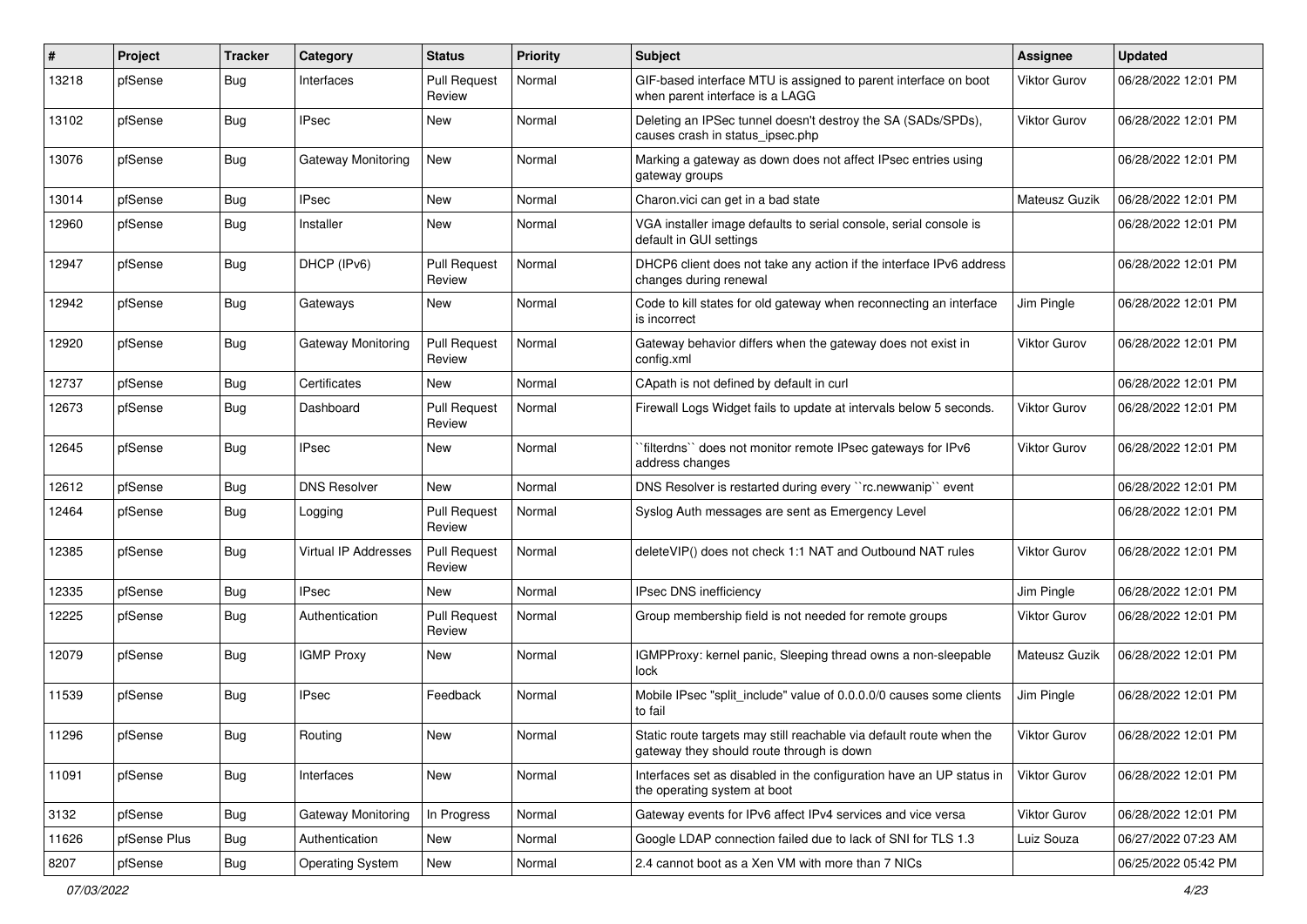| # | Project | Tracker | Category | Status | Priority | Subject | Assignee | Updated |
|---|---|---|---|---|---|---|---|---|
| 13218 | pfSense | Bug | Interfaces | Pull Request Review | Normal | GIF-based interface MTU is assigned to parent interface on boot when parent interface is a LAGG | Viktor Gurov | 06/28/2022 12:01 PM |
| 13102 | pfSense | Bug | IPsec | New | Normal | Deleting an IPSec tunnel doesn't destroy the SA (SADs/SPDs), causes crash in status_ipsec.php | Viktor Gurov | 06/28/2022 12:01 PM |
| 13076 | pfSense | Bug | Gateway Monitoring | New | Normal | Marking a gateway as down does not affect IPsec entries using gateway groups | | 06/28/2022 12:01 PM |
| 13014 | pfSense | Bug | IPsec | New | Normal | Charon.vici can get in a bad state | Mateusz Guzik | 06/28/2022 12:01 PM |
| 12960 | pfSense | Bug | Installer | New | Normal | VGA installer image defaults to serial console, serial console is default in GUI settings | | 06/28/2022 12:01 PM |
| 12947 | pfSense | Bug | DHCP (IPv6) | Pull Request Review | Normal | DHCP6 client does not take any action if the interface IPv6 address changes during renewal | | 06/28/2022 12:01 PM |
| 12942 | pfSense | Bug | Gateways | New | Normal | Code to kill states for old gateway when reconnecting an interface is incorrect | Jim Pingle | 06/28/2022 12:01 PM |
| 12920 | pfSense | Bug | Gateway Monitoring | Pull Request Review | Normal | Gateway behavior differs when the gateway does not exist in config.xml | Viktor Gurov | 06/28/2022 12:01 PM |
| 12737 | pfSense | Bug | Certificates | New | Normal | CApath is not defined by default in curl | | 06/28/2022 12:01 PM |
| 12673 | pfSense | Bug | Dashboard | Pull Request Review | Normal | Firewall Logs Widget fails to update at intervals below 5 seconds. | Viktor Gurov | 06/28/2022 12:01 PM |
| 12645 | pfSense | Bug | IPsec | New | Normal | ``filterdns`` does not monitor remote IPsec gateways for IPv6 address changes | Viktor Gurov | 06/28/2022 12:01 PM |
| 12612 | pfSense | Bug | DNS Resolver | New | Normal | DNS Resolver is restarted during every ``rc.newwanip`` event | | 06/28/2022 12:01 PM |
| 12464 | pfSense | Bug | Logging | Pull Request Review | Normal | Syslog Auth messages are sent as Emergency Level | | 06/28/2022 12:01 PM |
| 12385 | pfSense | Bug | Virtual IP Addresses | Pull Request Review | Normal | deleteVIP() does not check 1:1 NAT and Outbound NAT rules | Viktor Gurov | 06/28/2022 12:01 PM |
| 12335 | pfSense | Bug | IPsec | New | Normal | IPsec DNS inefficiency | Jim Pingle | 06/28/2022 12:01 PM |
| 12225 | pfSense | Bug | Authentication | Pull Request Review | Normal | Group membership field is not needed for remote groups | Viktor Gurov | 06/28/2022 12:01 PM |
| 12079 | pfSense | Bug | IGMP Proxy | New | Normal | IGMPProxy: kernel panic, Sleeping thread owns a non-sleepable lock | Mateusz Guzik | 06/28/2022 12:01 PM |
| 11539 | pfSense | Bug | IPsec | Feedback | Normal | Mobile IPsec "split_include" value of 0.0.0.0/0 causes some clients to fail | Jim Pingle | 06/28/2022 12:01 PM |
| 11296 | pfSense | Bug | Routing | New | Normal | Static route targets may still reachable via default route when the gateway they should route through is down | Viktor Gurov | 06/28/2022 12:01 PM |
| 11091 | pfSense | Bug | Interfaces | New | Normal | Interfaces set as disabled in the configuration have an UP status in the operating system at boot | Viktor Gurov | 06/28/2022 12:01 PM |
| 3132 | pfSense | Bug | Gateway Monitoring | In Progress | Normal | Gateway events for IPv6 affect IPv4 services and vice versa | Viktor Gurov | 06/28/2022 12:01 PM |
| 11626 | pfSense Plus | Bug | Authentication | New | Normal | Google LDAP connection failed due to lack of SNI for TLS 1.3 | Luiz Souza | 06/27/2022 07:23 AM |
| 8207 | pfSense | Bug | Operating System | New | Normal | 2.4 cannot boot as a Xen VM with more than 7 NICs | | 06/25/2022 05:42 PM |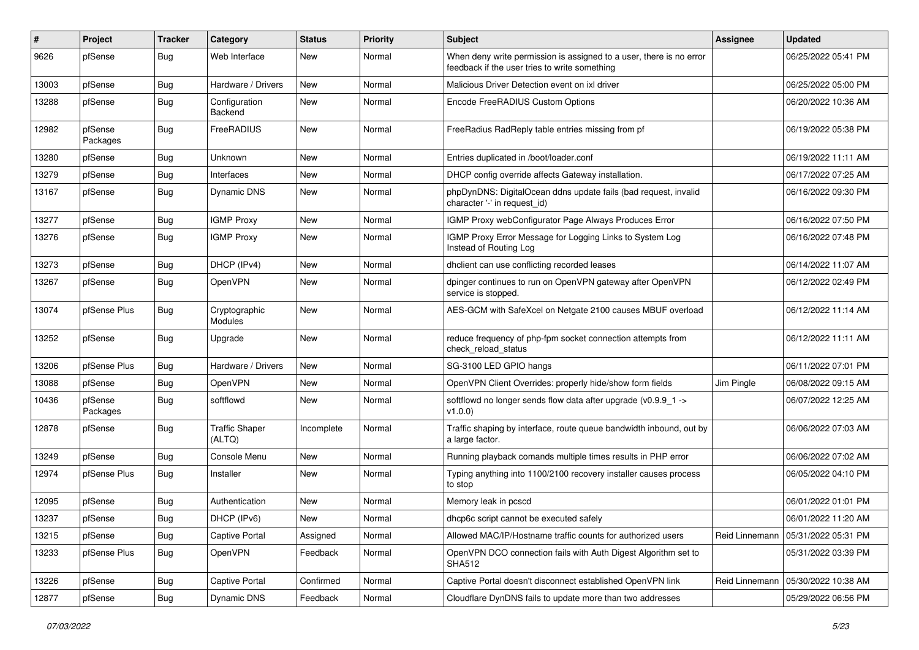| # | Project | Tracker | Category | Status | Priority | Subject | Assignee | Updated |
|---|---|---|---|---|---|---|---|---|
| 9626 | pfSense | Bug | Web Interface | New | Normal | When deny write permission is assigned to a user, there is no error feedback if the user tries to write something | | 06/25/2022 05:41 PM |
| 13003 | pfSense | Bug | Hardware / Drivers | New | Normal | Malicious Driver Detection event on ixl driver | | 06/25/2022 05:00 PM |
| 13288 | pfSense | Bug | Configuration Backend | New | Normal | Encode FreeRADIUS Custom Options | | 06/20/2022 10:36 AM |
| 12982 | pfSense Packages | Bug | FreeRADIUS | New | Normal | FreeRadius RadReply table entries missing from pf | | 06/19/2022 05:38 PM |
| 13280 | pfSense | Bug | Unknown | New | Normal | Entries duplicated in /boot/loader.conf | | 06/19/2022 11:11 AM |
| 13279 | pfSense | Bug | Interfaces | New | Normal | DHCP config override affects Gateway installation. | | 06/17/2022 07:25 AM |
| 13167 | pfSense | Bug | Dynamic DNS | New | Normal | phpDynDNS: DigitalOcean ddns update fails (bad request, invalid character '-' in request_id) | | 06/16/2022 09:30 PM |
| 13277 | pfSense | Bug | IGMP Proxy | New | Normal | IGMP Proxy webConfigurator Page Always Produces Error | | 06/16/2022 07:50 PM |
| 13276 | pfSense | Bug | IGMP Proxy | New | Normal | IGMP Proxy Error Message for Logging Links to System Log Instead of Routing Log | | 06/16/2022 07:48 PM |
| 13273 | pfSense | Bug | DHCP (IPv4) | New | Normal | dhclient can use conflicting recorded leases | | 06/14/2022 11:07 AM |
| 13267 | pfSense | Bug | OpenVPN | New | Normal | dpinger continues to run on OpenVPN gateway after OpenVPN service is stopped. | | 06/12/2022 02:49 PM |
| 13074 | pfSense Plus | Bug | Cryptographic Modules | New | Normal | AES-GCM with SafeXcel on Netgate 2100 causes MBUF overload | | 06/12/2022 11:14 AM |
| 13252 | pfSense | Bug | Upgrade | New | Normal | reduce frequency of php-fpm socket connection attempts from check_reload_status | | 06/12/2022 11:11 AM |
| 13206 | pfSense Plus | Bug | Hardware / Drivers | New | Normal | SG-3100 LED GPIO hangs | | 06/11/2022 07:01 PM |
| 13088 | pfSense | Bug | OpenVPN | New | Normal | OpenVPN Client Overrides: properly hide/show form fields | Jim Pingle | 06/08/2022 09:15 AM |
| 10436 | pfSense Packages | Bug | softflowd | New | Normal | softflowd no longer sends flow data after upgrade (v0.9.9_1 -> v1.0.0) | | 06/07/2022 12:25 AM |
| 12878 | pfSense | Bug | Traffic Shaper (ALTQ) | Incomplete | Normal | Traffic shaping by interface, route queue bandwidth inbound, out by a large factor. | | 06/06/2022 07:03 AM |
| 13249 | pfSense | Bug | Console Menu | New | Normal | Running playback comands multiple times results in PHP error | | 06/06/2022 07:02 AM |
| 12974 | pfSense Plus | Bug | Installer | New | Normal | Typing anything into 1100/2100 recovery installer causes process to stop | | 06/05/2022 04:10 PM |
| 12095 | pfSense | Bug | Authentication | New | Normal | Memory leak in pcscd | | 06/01/2022 01:01 PM |
| 13237 | pfSense | Bug | DHCP (IPv6) | New | Normal | dhcp6c script cannot be executed safely | | 06/01/2022 11:20 AM |
| 13215 | pfSense | Bug | Captive Portal | Assigned | Normal | Allowed MAC/IP/Hostname traffic counts for authorized users | Reid Linnemann | 05/31/2022 05:31 PM |
| 13233 | pfSense Plus | Bug | OpenVPN | Feedback | Normal | OpenVPN DCO connection fails with Auth Digest Algorithm set to SHA512 | | 05/31/2022 03:39 PM |
| 13226 | pfSense | Bug | Captive Portal | Confirmed | Normal | Captive Portal doesn't disconnect established OpenVPN link | Reid Linnemann | 05/30/2022 10:38 AM |
| 12877 | pfSense | Bug | Dynamic DNS | Feedback | Normal | Cloudflare DynDNS fails to update more than two addresses | | 05/29/2022 06:56 PM |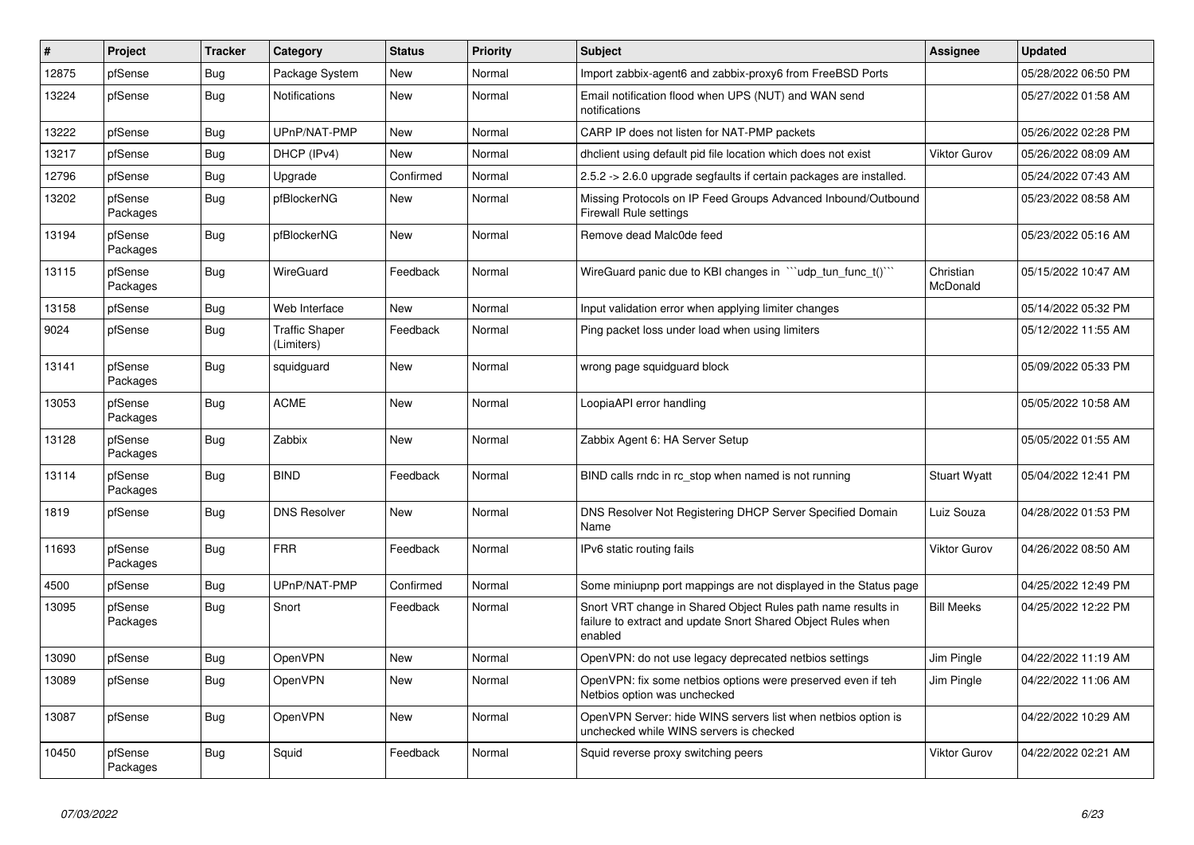| # | Project | Tracker | Category | Status | Priority | Subject | Assignee | Updated |
|---|---|---|---|---|---|---|---|---|
| 12875 | pfSense | Bug | Package System | New | Normal | Import zabbix-agent6 and zabbix-proxy6 from FreeBSD Ports | | 05/28/2022 06:50 PM |
| 13224 | pfSense | Bug | Notifications | New | Normal | Email notification flood when UPS (NUT) and WAN send notifications | | 05/27/2022 01:58 AM |
| 13222 | pfSense | Bug | UPnP/NAT-PMP | New | Normal | CARP IP does not listen for NAT-PMP packets | | 05/26/2022 02:28 PM |
| 13217 | pfSense | Bug | DHCP (IPv4) | New | Normal | dhclient using default pid file location which does not exist | Viktor Gurov | 05/26/2022 08:09 AM |
| 12796 | pfSense | Bug | Upgrade | Confirmed | Normal | 2.5.2 -> 2.6.0 upgrade segfaults if certain packages are installed. | | 05/24/2022 07:43 AM |
| 13202 | pfSense Packages | Bug | pfBlockerNG | New | Normal | Missing Protocols on IP Feed Groups Advanced Inbound/Outbound Firewall Rule settings | | 05/23/2022 08:58 AM |
| 13194 | pfSense Packages | Bug | pfBlockerNG | New | Normal | Remove dead Malc0de feed | | 05/23/2022 05:16 AM |
| 13115 | pfSense Packages | Bug | WireGuard | Feedback | Normal | WireGuard panic due to KBI changes in ```udp_tun_func_t()``` | Christian McDonald | 05/15/2022 10:47 AM |
| 13158 | pfSense | Bug | Web Interface | New | Normal | Input validation error when applying limiter changes | | 05/14/2022 05:32 PM |
| 9024 | pfSense | Bug | Traffic Shaper (Limiters) | Feedback | Normal | Ping packet loss under load when using limiters | | 05/12/2022 11:55 AM |
| 13141 | pfSense Packages | Bug | squidguard | New | Normal | wrong page squidguard block | | 05/09/2022 05:33 PM |
| 13053 | pfSense Packages | Bug | ACME | New | Normal | LoopiaAPI error handling | | 05/05/2022 10:58 AM |
| 13128 | pfSense Packages | Bug | Zabbix | New | Normal | Zabbix Agent 6: HA Server Setup | | 05/05/2022 01:55 AM |
| 13114 | pfSense Packages | Bug | BIND | Feedback | Normal | BIND calls rndc in rc_stop when named is not running | Stuart Wyatt | 05/04/2022 12:41 PM |
| 1819 | pfSense | Bug | DNS Resolver | New | Normal | DNS Resolver Not Registering DHCP Server Specified Domain Name | Luiz Souza | 04/28/2022 01:53 PM |
| 11693 | pfSense Packages | Bug | FRR | Feedback | Normal | IPv6 static routing fails | Viktor Gurov | 04/26/2022 08:50 AM |
| 4500 | pfSense | Bug | UPnP/NAT-PMP | Confirmed | Normal | Some miniupnp port mappings are not displayed in the Status page | | 04/25/2022 12:49 PM |
| 13095 | pfSense Packages | Bug | Snort | Feedback | Normal | Snort VRT change in Shared Object Rules path name results in failure to extract and update Snort Shared Object Rules when enabled | Bill Meeks | 04/25/2022 12:22 PM |
| 13090 | pfSense | Bug | OpenVPN | New | Normal | OpenVPN: do not use legacy deprecated netbios settings | Jim Pingle | 04/22/2022 11:19 AM |
| 13089 | pfSense | Bug | OpenVPN | New | Normal | OpenVPN: fix some netbios options were preserved even if teh Netbios option was unchecked | Jim Pingle | 04/22/2022 11:06 AM |
| 13087 | pfSense | Bug | OpenVPN | New | Normal | OpenVPN Server: hide WINS servers list when netbios option is unchecked while WINS servers is checked | | 04/22/2022 10:29 AM |
| 10450 | pfSense Packages | Bug | Squid | Feedback | Normal | Squid reverse proxy switching peers | Viktor Gurov | 04/22/2022 02:21 AM |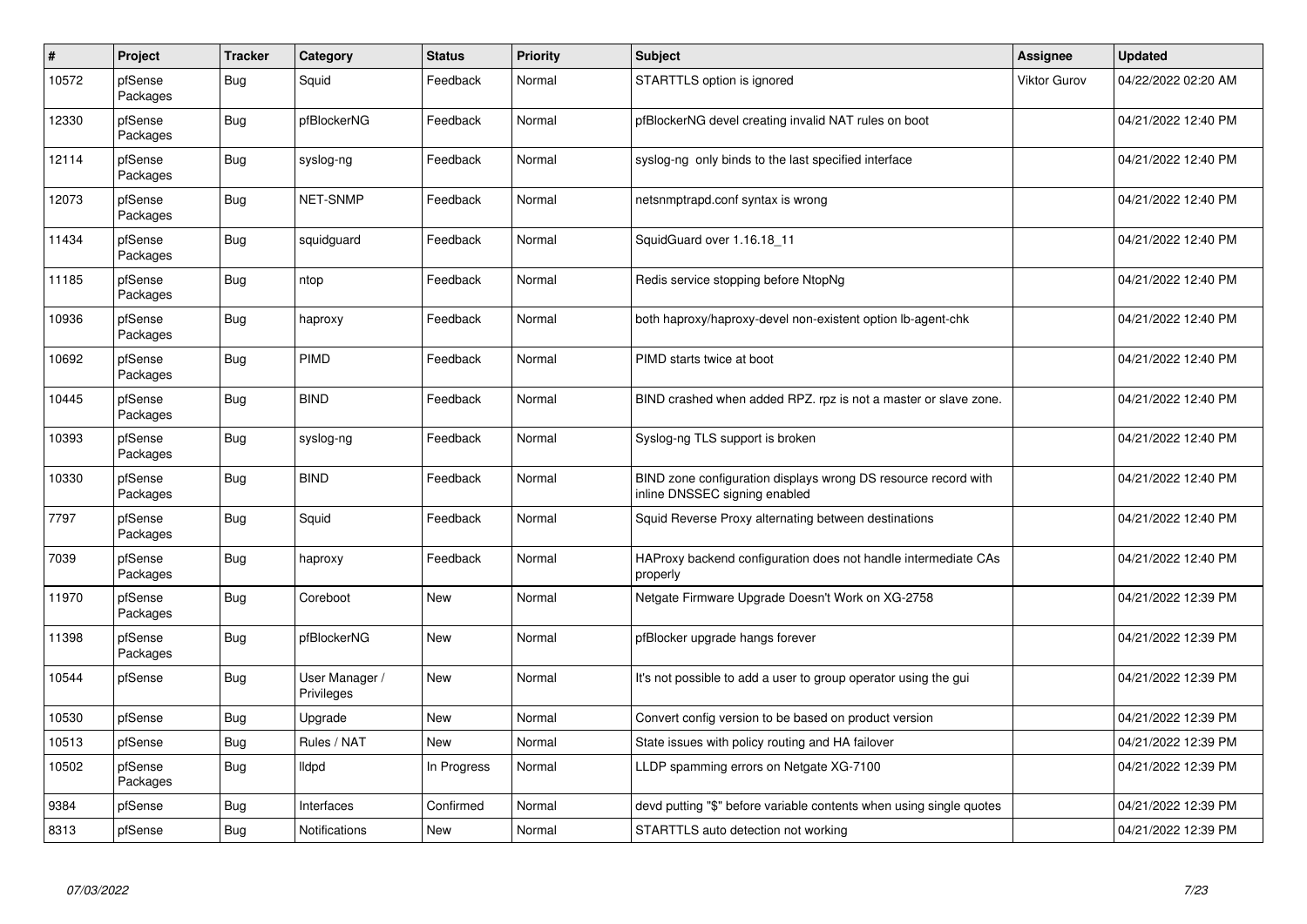| # | Project | Tracker | Category | Status | Priority | Subject | Assignee | Updated |
|---|---|---|---|---|---|---|---|---|
| 10572 | pfSense Packages | Bug | Squid | Feedback | Normal | STARTTLS option is ignored | Viktor Gurov | 04/22/2022 02:20 AM |
| 12330 | pfSense Packages | Bug | pfBlockerNG | Feedback | Normal | pfBlockerNG devel creating invalid NAT rules on boot | | 04/21/2022 12:40 PM |
| 12114 | pfSense Packages | Bug | syslog-ng | Feedback | Normal | syslog-ng only binds to the last specified interface | | 04/21/2022 12:40 PM |
| 12073 | pfSense Packages | Bug | NET-SNMP | Feedback | Normal | netsnmptrapd.conf syntax is wrong | | 04/21/2022 12:40 PM |
| 11434 | pfSense Packages | Bug | squidguard | Feedback | Normal | SquidGuard over 1.16.18_11 | | 04/21/2022 12:40 PM |
| 11185 | pfSense Packages | Bug | ntop | Feedback | Normal | Redis service stopping before NtopNg | | 04/21/2022 12:40 PM |
| 10936 | pfSense Packages | Bug | haproxy | Feedback | Normal | both haproxy/haproxy-devel non-existent option lb-agent-chk | | 04/21/2022 12:40 PM |
| 10692 | pfSense Packages | Bug | PIMD | Feedback | Normal | PIMD starts twice at boot | | 04/21/2022 12:40 PM |
| 10445 | pfSense Packages | Bug | BIND | Feedback | Normal | BIND crashed when added RPZ. rpz is not a master or slave zone. | | 04/21/2022 12:40 PM |
| 10393 | pfSense Packages | Bug | syslog-ng | Feedback | Normal | Syslog-ng TLS support is broken | | 04/21/2022 12:40 PM |
| 10330 | pfSense Packages | Bug | BIND | Feedback | Normal | BIND zone configuration displays wrong DS resource record with inline DNSSEC signing enabled | | 04/21/2022 12:40 PM |
| 7797 | pfSense Packages | Bug | Squid | Feedback | Normal | Squid Reverse Proxy alternating between destinations | | 04/21/2022 12:40 PM |
| 7039 | pfSense Packages | Bug | haproxy | Feedback | Normal | HAProxy backend configuration does not handle intermediate CAs properly | | 04/21/2022 12:40 PM |
| 11970 | pfSense Packages | Bug | Coreboot | New | Normal | Netgate Firmware Upgrade Doesn't Work on XG-2758 | | 04/21/2022 12:39 PM |
| 11398 | pfSense Packages | Bug | pfBlockerNG | New | Normal | pfBlocker upgrade hangs forever | | 04/21/2022 12:39 PM |
| 10544 | pfSense | Bug | User Manager / Privileges | New | Normal | It's not possible to add a user to group operator using the gui | | 04/21/2022 12:39 PM |
| 10530 | pfSense | Bug | Upgrade | New | Normal | Convert config version to be based on product version | | 04/21/2022 12:39 PM |
| 10513 | pfSense | Bug | Rules / NAT | New | Normal | State issues with policy routing and HA failover | | 04/21/2022 12:39 PM |
| 10502 | pfSense Packages | Bug | lldpd | In Progress | Normal | LLDP spamming errors on Netgate XG-7100 | | 04/21/2022 12:39 PM |
| 9384 | pfSense | Bug | Interfaces | Confirmed | Normal | devd putting "$" before variable contents when using single quotes | | 04/21/2022 12:39 PM |
| 8313 | pfSense | Bug | Notifications | New | Normal | STARTTLS auto detection not working | | 04/21/2022 12:39 PM |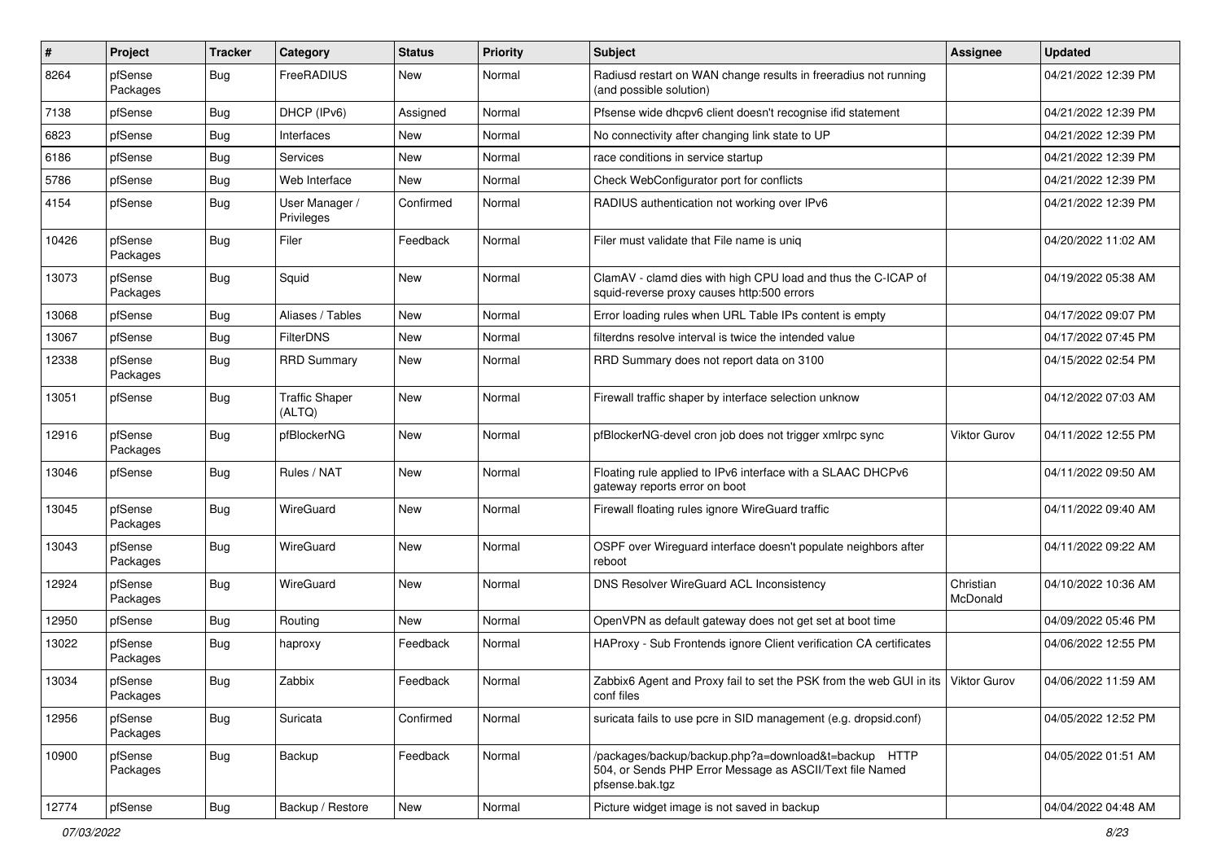| # | Project | Tracker | Category | Status | Priority | Subject | Assignee | Updated |
|---|---|---|---|---|---|---|---|---|
| 8264 | pfSense Packages | Bug | FreeRADIUS | New | Normal | Radiusd restart on WAN change results in freeradius not running (and possible solution) | | 04/21/2022 12:39 PM |
| 7138 | pfSense | Bug | DHCP (IPv6) | Assigned | Normal | Pfsense wide dhcpv6 client doesn't recognise ifid statement | | 04/21/2022 12:39 PM |
| 6823 | pfSense | Bug | Interfaces | New | Normal | No connectivity after changing link state to UP | | 04/21/2022 12:39 PM |
| 6186 | pfSense | Bug | Services | New | Normal | race conditions in service startup | | 04/21/2022 12:39 PM |
| 5786 | pfSense | Bug | Web Interface | New | Normal | Check WebConfigurator port for conflicts | | 04/21/2022 12:39 PM |
| 4154 | pfSense | Bug | User Manager / Privileges | Confirmed | Normal | RADIUS authentication not working over IPv6 | | 04/21/2022 12:39 PM |
| 10426 | pfSense Packages | Bug | Filer | Feedback | Normal | Filer must validate that File name is uniq | | 04/20/2022 11:02 AM |
| 13073 | pfSense Packages | Bug | Squid | New | Normal | ClamAV - clamd dies with high CPU load and thus the C-ICAP of squid-reverse proxy causes http:500 errors | | 04/19/2022 05:38 AM |
| 13068 | pfSense | Bug | Aliases / Tables | New | Normal | Error loading rules when URL Table IPs content is empty | | 04/17/2022 09:07 PM |
| 13067 | pfSense | Bug | FilterDNS | New | Normal | filterdns resolve interval is twice the intended value | | 04/17/2022 07:45 PM |
| 12338 | pfSense Packages | Bug | RRD Summary | New | Normal | RRD Summary does not report data on 3100 | | 04/15/2022 02:54 PM |
| 13051 | pfSense | Bug | Traffic Shaper (ALTQ) | New | Normal | Firewall traffic shaper by interface selection unknow | | 04/12/2022 07:03 AM |
| 12916 | pfSense Packages | Bug | pfBlockerNG | New | Normal | pfBlockerNG-devel cron job does not trigger xmlrpc sync | Viktor Gurov | 04/11/2022 12:55 PM |
| 13046 | pfSense | Bug | Rules / NAT | New | Normal | Floating rule applied to IPv6 interface with a SLAAC DHCPv6 gateway reports error on boot | | 04/11/2022 09:50 AM |
| 13045 | pfSense Packages | Bug | WireGuard | New | Normal | Firewall floating rules ignore WireGuard traffic | | 04/11/2022 09:40 AM |
| 13043 | pfSense Packages | Bug | WireGuard | New | Normal | OSPF over Wireguard interface doesn't populate neighbors after reboot | | 04/11/2022 09:22 AM |
| 12924 | pfSense Packages | Bug | WireGuard | New | Normal | DNS Resolver WireGuard ACL Inconsistency | Christian McDonald | 04/10/2022 10:36 AM |
| 12950 | pfSense | Bug | Routing | New | Normal | OpenVPN as default gateway does not get set at boot time | | 04/09/2022 05:46 PM |
| 13022 | pfSense Packages | Bug | haproxy | Feedback | Normal | HAProxy - Sub Frontends ignore Client verification CA certificates | | 04/06/2022 12:55 PM |
| 13034 | pfSense Packages | Bug | Zabbix | Feedback | Normal | Zabbix6 Agent and Proxy fail to set the PSK from the web GUI in its conf files | Viktor Gurov | 04/06/2022 11:59 AM |
| 12956 | pfSense Packages | Bug | Suricata | Confirmed | Normal | suricata fails to use pcre in SID management (e.g. dropsid.conf) | | 04/05/2022 12:52 PM |
| 10900 | pfSense Packages | Bug | Backup | Feedback | Normal | /packages/backup/backup.php?a=download&t=backup HTTP 504, or Sends PHP Error Message as ASCII/Text file Named pfsense.bak.tgz | | 04/05/2022 01:51 AM |
| 12774 | pfSense | Bug | Backup / Restore | New | Normal | Picture widget image is not saved in backup | | 04/04/2022 04:48 AM |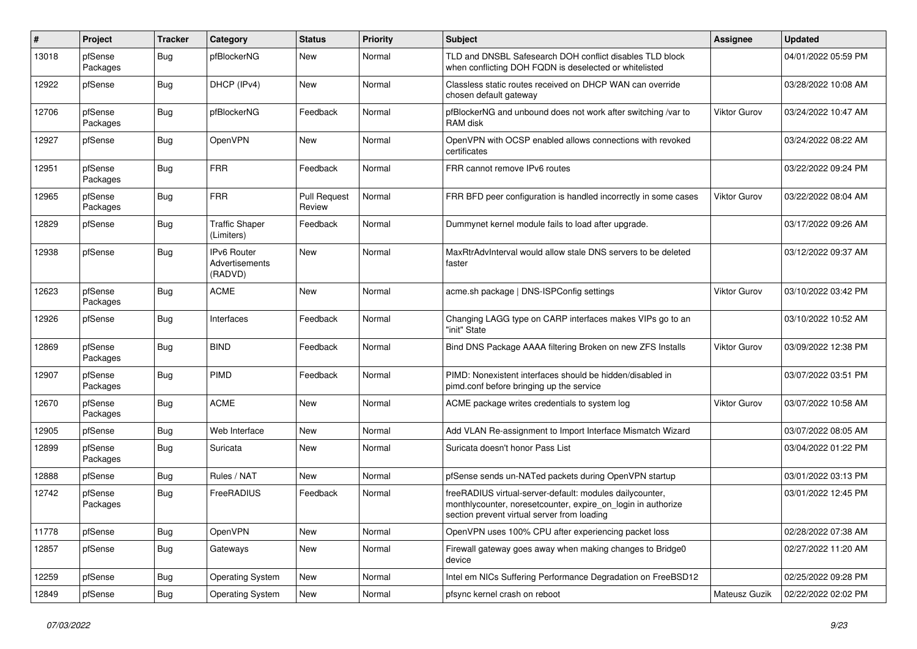| # | Project | Tracker | Category | Status | Priority | Subject | Assignee | Updated |
|---|---|---|---|---|---|---|---|---|
| 13018 | pfSense Packages | Bug | pfBlockerNG | New | Normal | TLD and DNSBL Safesearch DOH conflict disables TLD block when conflicting DOH FQDN is deselected or whitelisted | | 04/01/2022 05:59 PM |
| 12922 | pfSense | Bug | DHCP (IPv4) | New | Normal | Classless static routes received on DHCP WAN can override chosen default gateway | | 03/28/2022 10:08 AM |
| 12706 | pfSense Packages | Bug | pfBlockerNG | Feedback | Normal | pfBlockerNG and unbound does not work after switching /var to RAM disk | Viktor Gurov | 03/24/2022 10:47 AM |
| 12927 | pfSense | Bug | OpenVPN | New | Normal | OpenVPN with OCSP enabled allows connections with revoked certificates | | 03/24/2022 08:22 AM |
| 12951 | pfSense Packages | Bug | FRR | Feedback | Normal | FRR cannot remove IPv6 routes | | 03/22/2022 09:24 PM |
| 12965 | pfSense Packages | Bug | FRR | Pull Request Review | Normal | FRR BFD peer configuration is handled incorrectly in some cases | Viktor Gurov | 03/22/2022 08:04 AM |
| 12829 | pfSense | Bug | Traffic Shaper (Limiters) | Feedback | Normal | Dummynet kernel module fails to load after upgrade. | | 03/17/2022 09:26 AM |
| 12938 | pfSense | Bug | IPv6 Router Advertisements (RADVD) | New | Normal | MaxRtrAdvInterval would allow stale DNS servers to be deleted faster | | 03/12/2022 09:37 AM |
| 12623 | pfSense Packages | Bug | ACME | New | Normal | acme.sh package \| DNS-ISPConfig settings | Viktor Gurov | 03/10/2022 03:42 PM |
| 12926 | pfSense | Bug | Interfaces | Feedback | Normal | Changing LAGG type on CARP interfaces makes VIPs go to an "init" State | | 03/10/2022 10:52 AM |
| 12869 | pfSense Packages | Bug | BIND | Feedback | Normal | Bind DNS Package AAAA filtering Broken on new ZFS Installs | Viktor Gurov | 03/09/2022 12:38 PM |
| 12907 | pfSense Packages | Bug | PIMD | Feedback | Normal | PIMD: Nonexistent interfaces should be hidden/disabled in pimd.conf before bringing up the service | | 03/07/2022 03:51 PM |
| 12670 | pfSense Packages | Bug | ACME | New | Normal | ACME package writes credentials to system log | Viktor Gurov | 03/07/2022 10:58 AM |
| 12905 | pfSense | Bug | Web Interface | New | Normal | Add VLAN Re-assignment to Import Interface Mismatch Wizard | | 03/07/2022 08:05 AM |
| 12899 | pfSense Packages | Bug | Suricata | New | Normal | Suricata doesn't honor Pass List | | 03/04/2022 01:22 PM |
| 12888 | pfSense | Bug | Rules / NAT | New | Normal | pfSense sends un-NATed packets during OpenVPN startup | | 03/01/2022 03:13 PM |
| 12742 | pfSense Packages | Bug | FreeRADIUS | Feedback | Normal | freeRADIUS virtual-server-default: modules dailycounter, monthlycounter, noresetcounter, expire_on_login in authorize section prevent virtual server from loading | | 03/01/2022 12:45 PM |
| 11778 | pfSense | Bug | OpenVPN | New | Normal | OpenVPN uses 100% CPU after experiencing packet loss | | 02/28/2022 07:38 AM |
| 12857 | pfSense | Bug | Gateways | New | Normal | Firewall gateway goes away when making changes to Bridge0 device | | 02/27/2022 11:20 AM |
| 12259 | pfSense | Bug | Operating System | New | Normal | Intel em NICs Suffering Performance Degradation on FreeBSD12 | | 02/25/2022 09:28 PM |
| 12849 | pfSense | Bug | Operating System | New | Normal | pfsync kernel crash on reboot | Mateusz Guzik | 02/22/2022 02:02 PM |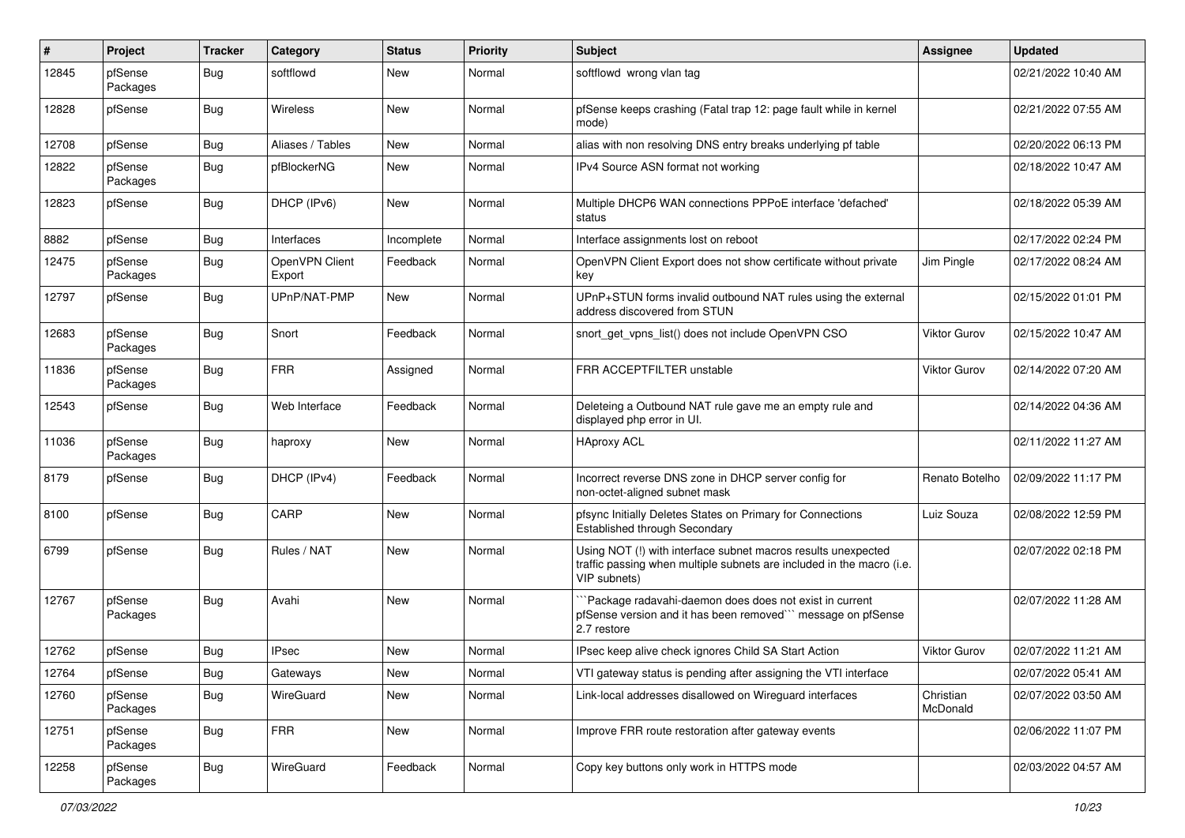| # | Project | Tracker | Category | Status | Priority | Subject | Assignee | Updated |
|---|---|---|---|---|---|---|---|---|
| 12845 | pfSense Packages | Bug | softflowd | New | Normal | softflowd wrong vlan tag | | 02/21/2022 10:40 AM |
| 12828 | pfSense | Bug | Wireless | New | Normal | pfSense keeps crashing (Fatal trap 12: page fault while in kernel mode) | | 02/21/2022 07:55 AM |
| 12708 | pfSense | Bug | Aliases / Tables | New | Normal | alias with non resolving DNS entry breaks underlying pf table | | 02/20/2022 06:13 PM |
| 12822 | pfSense Packages | Bug | pfBlockerNG | New | Normal | IPv4 Source ASN format not working | | 02/18/2022 10:47 AM |
| 12823 | pfSense | Bug | DHCP (IPv6) | New | Normal | Multiple DHCP6 WAN connections PPPoE interface 'defached' status | | 02/18/2022 05:39 AM |
| 8882 | pfSense | Bug | Interfaces | Incomplete | Normal | Interface assignments lost on reboot | | 02/17/2022 02:24 PM |
| 12475 | pfSense Packages | Bug | OpenVPN Client Export | Feedback | Normal | OpenVPN Client Export does not show certificate without private key | Jim Pingle | 02/17/2022 08:24 AM |
| 12797 | pfSense | Bug | UPnP/NAT-PMP | New | Normal | UPnP+STUN forms invalid outbound NAT rules using the external address discovered from STUN | | 02/15/2022 01:01 PM |
| 12683 | pfSense Packages | Bug | Snort | Feedback | Normal | snort_get_vpns_list() does not include OpenVPN CSO | Viktor Gurov | 02/15/2022 10:47 AM |
| 11836 | pfSense Packages | Bug | FRR | Assigned | Normal | FRR ACCEPTFILTER unstable | Viktor Gurov | 02/14/2022 07:20 AM |
| 12543 | pfSense | Bug | Web Interface | Feedback | Normal | Deleteing a Outbound NAT rule gave me an empty rule and displayed php error in UI. | | 02/14/2022 04:36 AM |
| 11036 | pfSense Packages | Bug | haproxy | New | Normal | HAproxy ACL | | 02/11/2022 11:27 AM |
| 8179 | pfSense | Bug | DHCP (IPv4) | Feedback | Normal | Incorrect reverse DNS zone in DHCP server config for non-octet-aligned subnet mask | Renato Botelho | 02/09/2022 11:17 PM |
| 8100 | pfSense | Bug | CARP | New | Normal | pfsync Initially Deletes States on Primary for Connections Established through Secondary | Luiz Souza | 02/08/2022 12:59 PM |
| 6799 | pfSense | Bug | Rules / NAT | New | Normal | Using NOT (!) with interface subnet macros results unexpected traffic passing when multiple subnets are included in the macro (i.e. VIP subnets) | | 02/07/2022 02:18 PM |
| 12767 | pfSense Packages | Bug | Avahi | New | Normal | ```Package radavahi-daemon does does not exist in current pfSense version and it has been removed``` message on pfSense 2.7 restore | | 02/07/2022 11:28 AM |
| 12762 | pfSense | Bug | IPsec | New | Normal | IPsec keep alive check ignores Child SA Start Action | Viktor Gurov | 02/07/2022 11:21 AM |
| 12764 | pfSense | Bug | Gateways | New | Normal | VTI gateway status is pending after assigning the VTI interface | | 02/07/2022 05:41 AM |
| 12760 | pfSense Packages | Bug | WireGuard | New | Normal | Link-local addresses disallowed on Wireguard interfaces | Christian McDonald | 02/07/2022 03:50 AM |
| 12751 | pfSense Packages | Bug | FRR | New | Normal | Improve FRR route restoration after gateway events | | 02/06/2022 11:07 PM |
| 12258 | pfSense Packages | Bug | WireGuard | Feedback | Normal | Copy key buttons only work in HTTPS mode | | 02/03/2022 04:57 AM |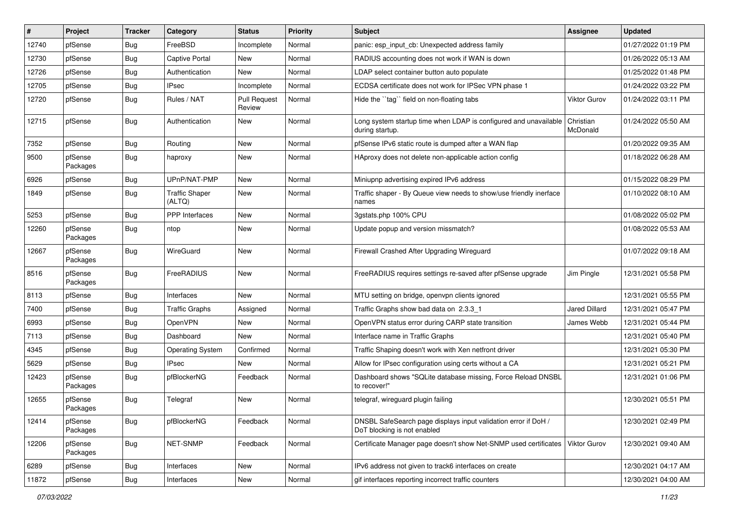| # | Project | Tracker | Category | Status | Priority | Subject | Assignee | Updated |
|---|---|---|---|---|---|---|---|---|
| 12740 | pfSense | Bug | FreeBSD | Incomplete | Normal | panic: esp_input_cb: Unexpected address family | | 01/27/2022 01:19 PM |
| 12730 | pfSense | Bug | Captive Portal | New | Normal | RADIUS accounting does not work if WAN is down | | 01/26/2022 05:13 AM |
| 12726 | pfSense | Bug | Authentication | New | Normal | LDAP select container button auto populate | | 01/25/2022 01:48 PM |
| 12705 | pfSense | Bug | IPsec | Incomplete | Normal | ECDSA certificate does not work for IPSec VPN phase 1 | | 01/24/2022 03:22 PM |
| 12720 | pfSense | Bug | Rules / NAT | Pull Request Review | Normal | Hide the ``tag`` field on non-floating tabs | Viktor Gurov | 01/24/2022 03:11 PM |
| 12715 | pfSense | Bug | Authentication | New | Normal | Long system startup time when LDAP is configured and unavailable during startup. | Christian McDonald | 01/24/2022 05:50 AM |
| 7352 | pfSense | Bug | Routing | New | Normal | pfSense IPv6 static route is dumped after a WAN flap | | 01/20/2022 09:35 AM |
| 9500 | pfSense Packages | Bug | haproxy | New | Normal | HAproxy does not delete non-applicable action config | | 01/18/2022 06:28 AM |
| 6926 | pfSense | Bug | UPnP/NAT-PMP | New | Normal | Miniupnp advertising expired IPv6 address | | 01/15/2022 08:29 PM |
| 1849 | pfSense | Bug | Traffic Shaper (ALTQ) | New | Normal | Traffic shaper - By Queue view needs to show/use friendly inerface names | | 01/10/2022 08:10 AM |
| 5253 | pfSense | Bug | PPP Interfaces | New | Normal | 3gstats.php 100% CPU | | 01/08/2022 05:02 PM |
| 12260 | pfSense Packages | Bug | ntop | New | Normal | Update popup and version missmatch? | | 01/08/2022 05:53 AM |
| 12667 | pfSense Packages | Bug | WireGuard | New | Normal | Firewall Crashed After Upgrading Wireguard | | 01/07/2022 09:18 AM |
| 8516 | pfSense Packages | Bug | FreeRADIUS | New | Normal | FreeRADIUS requires settings re-saved after pfSense upgrade | Jim Pingle | 12/31/2021 05:58 PM |
| 8113 | pfSense | Bug | Interfaces | New | Normal | MTU setting on bridge, openvpn clients ignored | | 12/31/2021 05:55 PM |
| 7400 | pfSense | Bug | Traffic Graphs | Assigned | Normal | Traffic Graphs show bad data on 2.3.3_1 | Jared Dillard | 12/31/2021 05:47 PM |
| 6993 | pfSense | Bug | OpenVPN | New | Normal | OpenVPN status error during CARP state transition | James Webb | 12/31/2021 05:44 PM |
| 7113 | pfSense | Bug | Dashboard | New | Normal | Interface name in Traffic Graphs | | 12/31/2021 05:40 PM |
| 4345 | pfSense | Bug | Operating System | Confirmed | Normal | Traffic Shaping doesn't work with Xen netfront driver | | 12/31/2021 05:30 PM |
| 5629 | pfSense | Bug | IPsec | New | Normal | Allow for IPsec configuration using certs without a CA | | 12/31/2021 05:21 PM |
| 12423 | pfSense Packages | Bug | pfBlockerNG | Feedback | Normal | Dashboard shows "SQLite database missing, Force Reload DNSBL to recover!" | | 12/31/2021 01:06 PM |
| 12655 | pfSense Packages | Bug | Telegraf | New | Normal | telegraf, wireguard plugin failing | | 12/30/2021 05:51 PM |
| 12414 | pfSense Packages | Bug | pfBlockerNG | Feedback | Normal | DNSBL SafeSearch page displays input validation error if DoH / DoT blocking is not enabled | | 12/30/2021 02:49 PM |
| 12206 | pfSense Packages | Bug | NET-SNMP | Feedback | Normal | Certificate Manager page doesn't show Net-SNMP used certificates | Viktor Gurov | 12/30/2021 09:40 AM |
| 6289 | pfSense | Bug | Interfaces | New | Normal | IPv6 address not given to track6 interfaces on create | | 12/30/2021 04:17 AM |
| 11872 | pfSense | Bug | Interfaces | New | Normal | gif interfaces reporting incorrect traffic counters | | 12/30/2021 04:00 AM |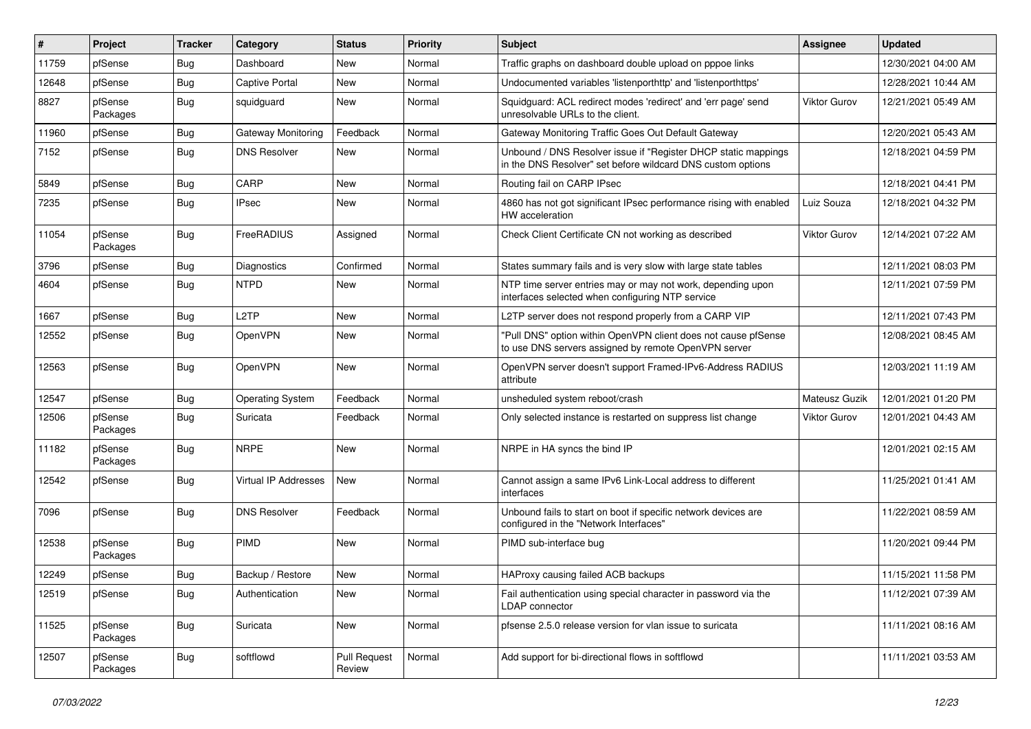| # | Project | Tracker | Category | Status | Priority | Subject | Assignee | Updated |
|---|---|---|---|---|---|---|---|---|
| 11759 | pfSense | Bug | Dashboard | New | Normal | Traffic graphs on dashboard double upload on pppoe links | | 12/30/2021 04:00 AM |
| 12648 | pfSense | Bug | Captive Portal | New | Normal | Undocumented variables 'listenporthttp' and 'listenporthttps' | | 12/28/2021 10:44 AM |
| 8827 | pfSense Packages | Bug | squidguard | New | Normal | Squidguard: ACL redirect modes 'redirect' and 'err page' send unresolvable URLs to the client. | Viktor Gurov | 12/21/2021 05:49 AM |
| 11960 | pfSense | Bug | Gateway Monitoring | Feedback | Normal | Gateway Monitoring Traffic Goes Out Default Gateway | | 12/20/2021 05:43 AM |
| 7152 | pfSense | Bug | DNS Resolver | New | Normal | Unbound / DNS Resolver issue if "Register DHCP static mappings in the DNS Resolver" set before wildcard DNS custom options | | 12/18/2021 04:59 PM |
| 5849 | pfSense | Bug | CARP | New | Normal | Routing fail on CARP IPsec | | 12/18/2021 04:41 PM |
| 7235 | pfSense | Bug | IPsec | New | Normal | 4860 has not got significant IPsec performance rising with enabled HW acceleration | Luiz Souza | 12/18/2021 04:32 PM |
| 11054 | pfSense Packages | Bug | FreeRADIUS | Assigned | Normal | Check Client Certificate CN not working as described | Viktor Gurov | 12/14/2021 07:22 AM |
| 3796 | pfSense | Bug | Diagnostics | Confirmed | Normal | States summary fails and is very slow with large state tables | | 12/11/2021 08:03 PM |
| 4604 | pfSense | Bug | NTPD | New | Normal | NTP time server entries may or may not work, depending upon interfaces selected when configuring NTP service | | 12/11/2021 07:59 PM |
| 1667 | pfSense | Bug | L2TP | New | Normal | L2TP server does not respond properly from a CARP VIP | | 12/11/2021 07:43 PM |
| 12552 | pfSense | Bug | OpenVPN | New | Normal | "Pull DNS" option within OpenVPN client does not cause pfSense to use DNS servers assigned by remote OpenVPN server | | 12/08/2021 08:45 AM |
| 12563 | pfSense | Bug | OpenVPN | New | Normal | OpenVPN server doesn't support Framed-IPv6-Address RADIUS attribute | | 12/03/2021 11:19 AM |
| 12547 | pfSense | Bug | Operating System | Feedback | Normal | unsheduled system reboot/crash | Mateusz Guzik | 12/01/2021 01:20 PM |
| 12506 | pfSense Packages | Bug | Suricata | Feedback | Normal | Only selected instance is restarted on suppress list change | Viktor Gurov | 12/01/2021 04:43 AM |
| 11182 | pfSense Packages | Bug | NRPE | New | Normal | NRPE in HA syncs the bind IP | | 12/01/2021 02:15 AM |
| 12542 | pfSense | Bug | Virtual IP Addresses | New | Normal | Cannot assign a same IPv6 Link-Local address to different interfaces | | 11/25/2021 01:41 AM |
| 7096 | pfSense | Bug | DNS Resolver | Feedback | Normal | Unbound fails to start on boot if specific network devices are configured in the "Network Interfaces" | | 11/22/2021 08:59 AM |
| 12538 | pfSense Packages | Bug | PIMD | New | Normal | PIMD sub-interface bug | | 11/20/2021 09:44 PM |
| 12249 | pfSense | Bug | Backup / Restore | New | Normal | HAProxy causing failed ACB backups | | 11/15/2021 11:58 PM |
| 12519 | pfSense | Bug | Authentication | New | Normal | Fail authentication using special character in password via the LDAP connector | | 11/12/2021 07:39 AM |
| 11525 | pfSense Packages | Bug | Suricata | New | Normal | pfsense 2.5.0 release version for vlan issue to suricata | | 11/11/2021 08:16 AM |
| 12507 | pfSense Packages | Bug | softflowd | Pull Request Review | Normal | Add support for bi-directional flows in softflowd | | 11/11/2021 03:53 AM |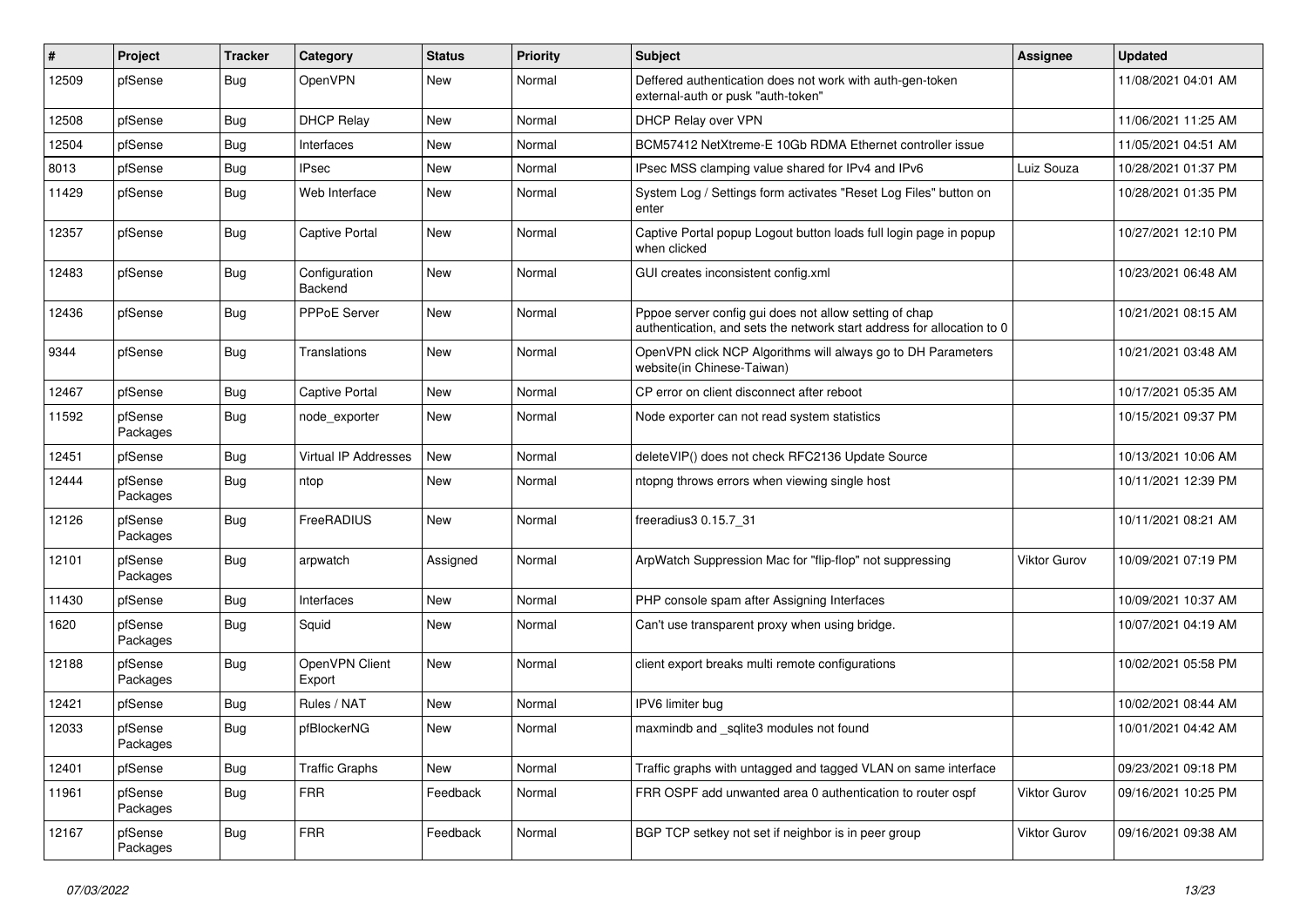| # | Project | Tracker | Category | Status | Priority | Subject | Assignee | Updated |
|---|---|---|---|---|---|---|---|---|
| 12509 | pfSense | Bug | OpenVPN | New | Normal | Deffered authentication does not work with auth-gen-token external-auth or pusk "auth-token" | | 11/08/2021 04:01 AM |
| 12508 | pfSense | Bug | DHCP Relay | New | Normal | DHCP Relay over VPN | | 11/06/2021 11:25 AM |
| 12504 | pfSense | Bug | Interfaces | New | Normal | BCM57412 NetXtreme-E 10Gb RDMA Ethernet controller issue | | 11/05/2021 04:51 AM |
| 8013 | pfSense | Bug | IPsec | New | Normal | IPsec MSS clamping value shared for IPv4 and IPv6 | Luiz Souza | 10/28/2021 01:37 PM |
| 11429 | pfSense | Bug | Web Interface | New | Normal | System Log / Settings form activates "Reset Log Files" button on enter | | 10/28/2021 01:35 PM |
| 12357 | pfSense | Bug | Captive Portal | New | Normal | Captive Portal popup Logout button loads full login page in popup when clicked | | 10/27/2021 12:10 PM |
| 12483 | pfSense | Bug | Configuration Backend | New | Normal | GUI creates inconsistent config.xml | | 10/23/2021 06:48 AM |
| 12436 | pfSense | Bug | PPPoE Server | New | Normal | Pppoe server config gui does not allow setting of chap authentication, and sets the network start address for allocation to 0 | | 10/21/2021 08:15 AM |
| 9344 | pfSense | Bug | Translations | New | Normal | OpenVPN click NCP Algorithms will always go to DH Parameters website(in Chinese-Taiwan) | | 10/21/2021 03:48 AM |
| 12467 | pfSense | Bug | Captive Portal | New | Normal | CP error on client disconnect after reboot | | 10/17/2021 05:35 AM |
| 11592 | pfSense Packages | Bug | node_exporter | New | Normal | Node exporter can not read system statistics | | 10/15/2021 09:37 PM |
| 12451 | pfSense | Bug | Virtual IP Addresses | New | Normal | deleteVIP() does not check RFC2136 Update Source | | 10/13/2021 10:06 AM |
| 12444 | pfSense Packages | Bug | ntop | New | Normal | ntopng throws errors when viewing single host | | 10/11/2021 12:39 PM |
| 12126 | pfSense Packages | Bug | FreeRADIUS | New | Normal | freeradius3 0.15.7_31 | | 10/11/2021 08:21 AM |
| 12101 | pfSense Packages | Bug | arpwatch | Assigned | Normal | ArpWatch Suppression Mac for "flip-flop" not suppressing | Viktor Gurov | 10/09/2021 07:19 PM |
| 11430 | pfSense | Bug | Interfaces | New | Normal | PHP console spam after Assigning Interfaces | | 10/09/2021 10:37 AM |
| 1620 | pfSense Packages | Bug | Squid | New | Normal | Can't use transparent proxy when using bridge. | | 10/07/2021 04:19 AM |
| 12188 | pfSense Packages | Bug | OpenVPN Client Export | New | Normal | client export breaks multi remote configurations | | 10/02/2021 05:58 PM |
| 12421 | pfSense | Bug | Rules / NAT | New | Normal | IPV6 limiter bug | | 10/02/2021 08:44 AM |
| 12033 | pfSense Packages | Bug | pfBlockerNG | New | Normal | maxmindb and _sqlite3 modules not found | | 10/01/2021 04:42 AM |
| 12401 | pfSense | Bug | Traffic Graphs | New | Normal | Traffic graphs with untagged and tagged VLAN on same interface | | 09/23/2021 09:18 PM |
| 11961 | pfSense Packages | Bug | FRR | Feedback | Normal | FRR OSPF add unwanted area 0 authentication to router ospf | Viktor Gurov | 09/16/2021 10:25 PM |
| 12167 | pfSense Packages | Bug | FRR | Feedback | Normal | BGP TCP setkey not set if neighbor is in peer group | Viktor Gurov | 09/16/2021 09:38 AM |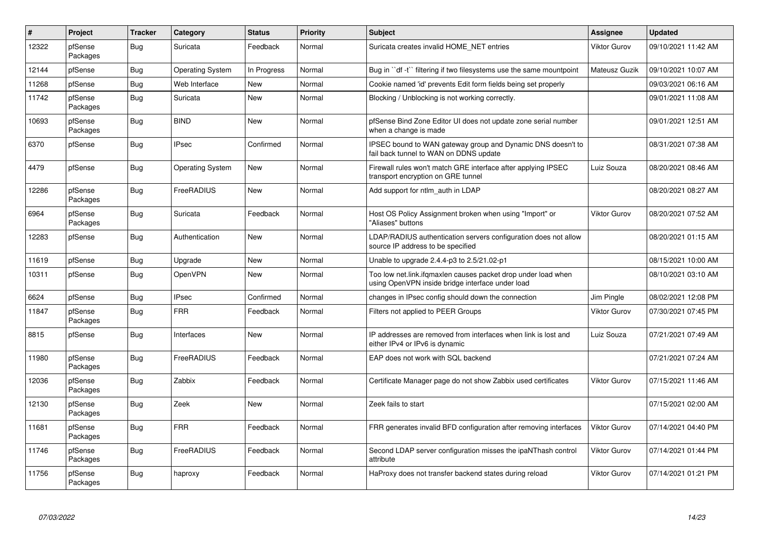| # | Project | Tracker | Category | Status | Priority | Subject | Assignee | Updated |
|---|---|---|---|---|---|---|---|---|
| 12322 | pfSense Packages | Bug | Suricata | Feedback | Normal | Suricata creates invalid HOME_NET entries | Viktor Gurov | 09/10/2021 11:42 AM |
| 12144 | pfSense | Bug | Operating System | In Progress | Normal | Bug in ``df -t`` filtering if two filesystems use the same mountpoint | Mateusz Guzik | 09/10/2021 10:07 AM |
| 11268 | pfSense | Bug | Web Interface | New | Normal | Cookie named 'id' prevents Edit form fields being set properly | | 09/03/2021 06:16 AM |
| 11742 | pfSense Packages | Bug | Suricata | New | Normal | Blocking / Unblocking is not working correctly. | | 09/01/2021 11:08 AM |
| 10693 | pfSense Packages | Bug | BIND | New | Normal | pfSense Bind Zone Editor UI does not update zone serial number when a change is made | | 09/01/2021 12:51 AM |
| 6370 | pfSense | Bug | IPsec | Confirmed | Normal | IPSEC bound to WAN gateway group and Dynamic DNS doesn't to fail back tunnel to WAN on DDNS update | | 08/31/2021 07:38 AM |
| 4479 | pfSense | Bug | Operating System | New | Normal | Firewall rules won't match GRE interface after applying IPSEC transport encryption on GRE tunnel | Luiz Souza | 08/20/2021 08:46 AM |
| 12286 | pfSense Packages | Bug | FreeRADIUS | New | Normal | Add support for ntlm_auth in LDAP | | 08/20/2021 08:27 AM |
| 6964 | pfSense Packages | Bug | Suricata | Feedback | Normal | Host OS Policy Assignment broken when using "Import" or "Aliases" buttons | Viktor Gurov | 08/20/2021 07:52 AM |
| 12283 | pfSense | Bug | Authentication | New | Normal | LDAP/RADIUS authentication servers configuration does not allow source IP address to be specified | | 08/20/2021 01:15 AM |
| 11619 | pfSense | Bug | Upgrade | New | Normal | Unable to upgrade 2.4.4-p3 to 2.5/21.02-p1 | | 08/15/2021 10:00 AM |
| 10311 | pfSense | Bug | OpenVPN | New | Normal | Too low net.link.ifqmaxlen causes packet drop under load when using OpenVPN inside bridge interface under load | | 08/10/2021 03:10 AM |
| 6624 | pfSense | Bug | IPsec | Confirmed | Normal | changes in IPsec config should down the connection | Jim Pingle | 08/02/2021 12:08 PM |
| 11847 | pfSense Packages | Bug | FRR | Feedback | Normal | Filters not applied to PEER Groups | Viktor Gurov | 07/30/2021 07:45 PM |
| 8815 | pfSense | Bug | Interfaces | New | Normal | IP addresses are removed from interfaces when link is lost and either IPv4 or IPv6 is dynamic | Luiz Souza | 07/21/2021 07:49 AM |
| 11980 | pfSense Packages | Bug | FreeRADIUS | Feedback | Normal | EAP does not work with SQL backend | | 07/21/2021 07:24 AM |
| 12036 | pfSense Packages | Bug | Zabbix | Feedback | Normal | Certificate Manager page do not show Zabbix used certificates | Viktor Gurov | 07/15/2021 11:46 AM |
| 12130 | pfSense Packages | Bug | Zeek | New | Normal | Zeek fails to start | | 07/15/2021 02:00 AM |
| 11681 | pfSense Packages | Bug | FRR | Feedback | Normal | FRR generates invalid BFD configuration after removing interfaces | Viktor Gurov | 07/14/2021 04:40 PM |
| 11746 | pfSense Packages | Bug | FreeRADIUS | Feedback | Normal | Second LDAP server configuration misses the ipaNThash control attribute | Viktor Gurov | 07/14/2021 01:44 PM |
| 11756 | pfSense Packages | Bug | haproxy | Feedback | Normal | HaProxy does not transfer backend states during reload | Viktor Gurov | 07/14/2021 01:21 PM |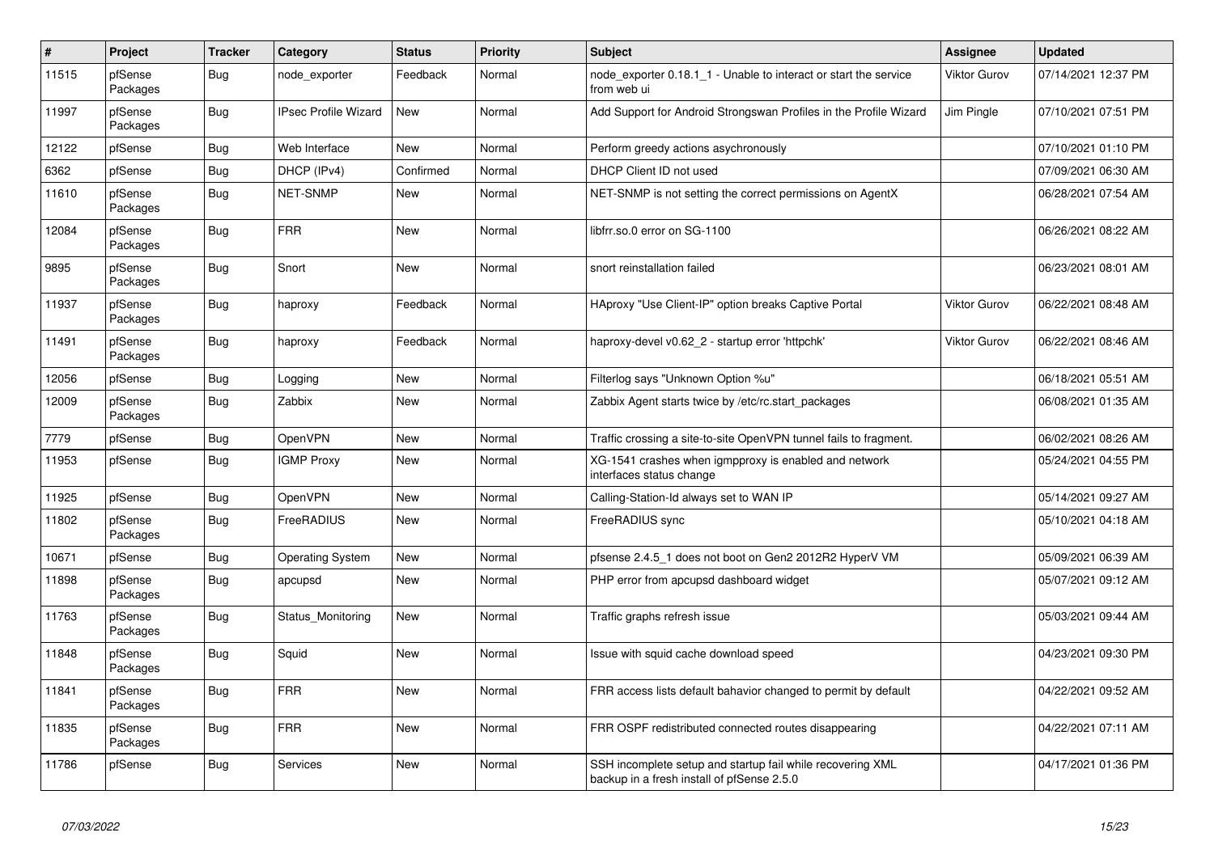| # | Project | Tracker | Category | Status | Priority | Subject | Assignee | Updated |
|---|---|---|---|---|---|---|---|---|
| 11515 | pfSense Packages | Bug | node_exporter | Feedback | Normal | node_exporter 0.18.1_1 - Unable to interact or start the service from web ui | Viktor Gurov | 07/14/2021 12:37 PM |
| 11997 | pfSense Packages | Bug | IPsec Profile Wizard | New | Normal | Add Support for Android Strongswan Profiles in the Profile Wizard | Jim Pingle | 07/10/2021 07:51 PM |
| 12122 | pfSense | Bug | Web Interface | New | Normal | Perform greedy actions asychronously | | 07/10/2021 01:10 PM |
| 6362 | pfSense | Bug | DHCP (IPv4) | Confirmed | Normal | DHCP Client ID not used | | 07/09/2021 06:30 AM |
| 11610 | pfSense Packages | Bug | NET-SNMP | New | Normal | NET-SNMP is not setting the correct permissions on AgentX | | 06/28/2021 07:54 AM |
| 12084 | pfSense Packages | Bug | FRR | New | Normal | libfrr.so.0 error on SG-1100 | | 06/26/2021 08:22 AM |
| 9895 | pfSense Packages | Bug | Snort | New | Normal | snort reinstallation failed | | 06/23/2021 08:01 AM |
| 11937 | pfSense Packages | Bug | haproxy | Feedback | Normal | HAproxy "Use Client-IP" option breaks Captive Portal | Viktor Gurov | 06/22/2021 08:48 AM |
| 11491 | pfSense Packages | Bug | haproxy | Feedback | Normal | haproxy-devel v0.62_2 - startup error 'httpchk' | Viktor Gurov | 06/22/2021 08:46 AM |
| 12056 | pfSense | Bug | Logging | New | Normal | Filterlog says "Unknown Option %u" | | 06/18/2021 05:51 AM |
| 12009 | pfSense Packages | Bug | Zabbix | New | Normal | Zabbix Agent starts twice by /etc/rc.start_packages | | 06/08/2021 01:35 AM |
| 7779 | pfSense | Bug | OpenVPN | New | Normal | Traffic crossing a site-to-site OpenVPN tunnel fails to fragment. | | 06/02/2021 08:26 AM |
| 11953 | pfSense | Bug | IGMP Proxy | New | Normal | XG-1541 crashes when igmpproxy is enabled and network interfaces status change | | 05/24/2021 04:55 PM |
| 11925 | pfSense | Bug | OpenVPN | New | Normal | Calling-Station-Id always set to WAN IP | | 05/14/2021 09:27 AM |
| 11802 | pfSense Packages | Bug | FreeRADIUS | New | Normal | FreeRADIUS sync | | 05/10/2021 04:18 AM |
| 10671 | pfSense | Bug | Operating System | New | Normal | pfsense 2.4.5_1 does not boot on Gen2 2012R2 HyperV VM | | 05/09/2021 06:39 AM |
| 11898 | pfSense Packages | Bug | apcupsd | New | Normal | PHP error from apcupsd dashboard widget | | 05/07/2021 09:12 AM |
| 11763 | pfSense Packages | Bug | Status_Monitoring | New | Normal | Traffic graphs refresh issue | | 05/03/2021 09:44 AM |
| 11848 | pfSense Packages | Bug | Squid | New | Normal | Issue with squid cache download speed | | 04/23/2021 09:30 PM |
| 11841 | pfSense Packages | Bug | FRR | New | Normal | FRR access lists default bahavior changed to permit by default | | 04/22/2021 09:52 AM |
| 11835 | pfSense Packages | Bug | FRR | New | Normal | FRR OSPF redistributed connected routes disappearing | | 04/22/2021 07:11 AM |
| 11786 | pfSense | Bug | Services | New | Normal | SSH incomplete setup and startup fail while recovering XML backup in a fresh install of pfSense 2.5.0 | | 04/17/2021 01:36 PM |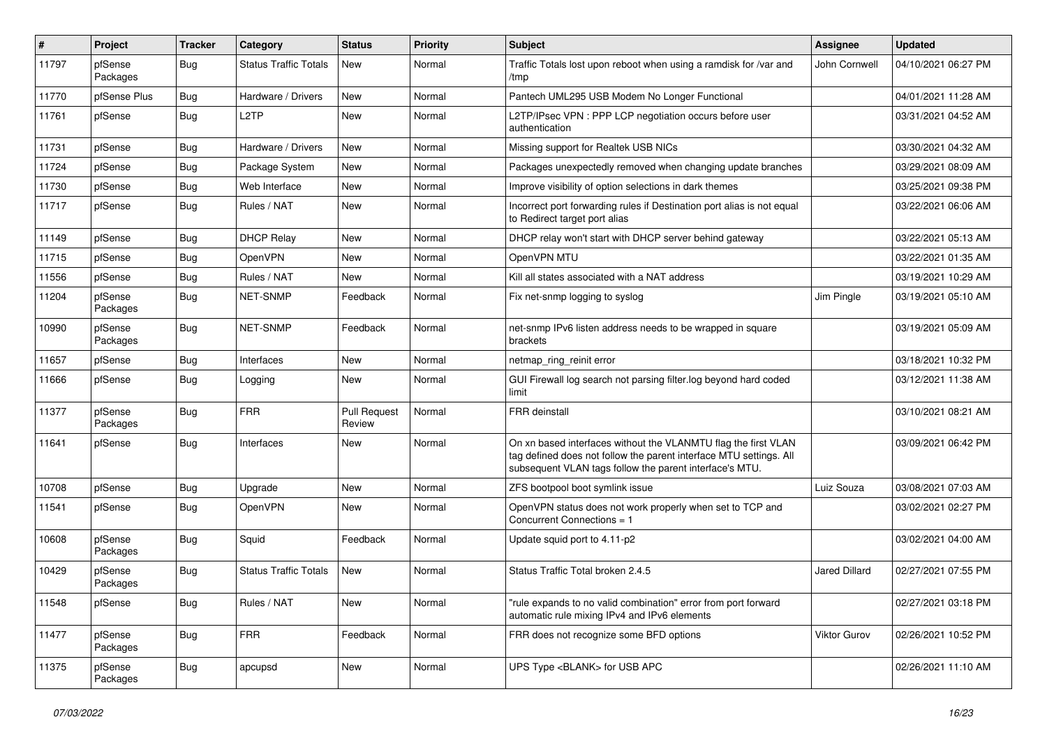| # | Project | Tracker | Category | Status | Priority | Subject | Assignee | Updated |
|---|---|---|---|---|---|---|---|---|
| 11797 | pfSense Packages | Bug | Status Traffic Totals | New | Normal | Traffic Totals lost upon reboot when using a ramdisk for /var and /tmp | John Cornwell | 04/10/2021 06:27 PM |
| 11770 | pfSense Plus | Bug | Hardware / Drivers | New | Normal | Pantech UML295 USB Modem No Longer Functional | | 04/01/2021 11:28 AM |
| 11761 | pfSense | Bug | L2TP | New | Normal | L2TP/IPsec VPN : PPP LCP negotiation occurs before user authentication | | 03/31/2021 04:52 AM |
| 11731 | pfSense | Bug | Hardware / Drivers | New | Normal | Missing support for Realtek USB NICs | | 03/30/2021 04:32 AM |
| 11724 | pfSense | Bug | Package System | New | Normal | Packages unexpectedly removed when changing update branches | | 03/29/2021 08:09 AM |
| 11730 | pfSense | Bug | Web Interface | New | Normal | Improve visibility of option selections in dark themes | | 03/25/2021 09:38 PM |
| 11717 | pfSense | Bug | Rules / NAT | New | Normal | Incorrect port forwarding rules if Destination port alias is not equal to Redirect target port alias | | 03/22/2021 06:06 AM |
| 11149 | pfSense | Bug | DHCP Relay | New | Normal | DHCP relay won't start with DHCP server behind gateway | | 03/22/2021 05:13 AM |
| 11715 | pfSense | Bug | OpenVPN | New | Normal | OpenVPN MTU | | 03/22/2021 01:35 AM |
| 11556 | pfSense | Bug | Rules / NAT | New | Normal | Kill all states associated with a NAT address | | 03/19/2021 10:29 AM |
| 11204 | pfSense Packages | Bug | NET-SNMP | Feedback | Normal | Fix net-snmp logging to syslog | Jim Pingle | 03/19/2021 05:10 AM |
| 10990 | pfSense Packages | Bug | NET-SNMP | Feedback | Normal | net-snmp IPv6 listen address needs to be wrapped in square brackets | | 03/19/2021 05:09 AM |
| 11657 | pfSense | Bug | Interfaces | New | Normal | netmap_ring_reinit error | | 03/18/2021 10:32 PM |
| 11666 | pfSense | Bug | Logging | New | Normal | GUI Firewall log search not parsing filter.log beyond hard coded limit | | 03/12/2021 11:38 AM |
| 11377 | pfSense Packages | Bug | FRR | Pull Request Review | Normal | FRR deinstall | | 03/10/2021 08:21 AM |
| 11641 | pfSense | Bug | Interfaces | New | Normal | On xn based interfaces without the VLANMTU flag the first VLAN tag defined does not follow the parent interface MTU settings. All subsequent VLAN tags follow the parent interface's MTU. | | 03/09/2021 06:42 PM |
| 10708 | pfSense | Bug | Upgrade | New | Normal | ZFS bootpool boot symlink issue | Luiz Souza | 03/08/2021 07:03 AM |
| 11541 | pfSense | Bug | OpenVPN | New | Normal | OpenVPN status does not work properly when set to TCP and Concurrent Connections = 1 | | 03/02/2021 02:27 PM |
| 10608 | pfSense Packages | Bug | Squid | Feedback | Normal | Update squid port to 4.11-p2 | | 03/02/2021 04:00 AM |
| 10429 | pfSense Packages | Bug | Status Traffic Totals | New | Normal | Status Traffic Total broken 2.4.5 | Jared Dillard | 02/27/2021 07:55 PM |
| 11548 | pfSense | Bug | Rules / NAT | New | Normal | "rule expands to no valid combination" error from port forward automatic rule mixing IPv4 and IPv6 elements | | 02/27/2021 03:18 PM |
| 11477 | pfSense Packages | Bug | FRR | Feedback | Normal | FRR does not recognize some BFD options | Viktor Gurov | 02/26/2021 10:52 PM |
| 11375 | pfSense Packages | Bug | apcupsd | New | Normal | UPS Type <BLANK> for USB APC | | 02/26/2021 11:10 AM |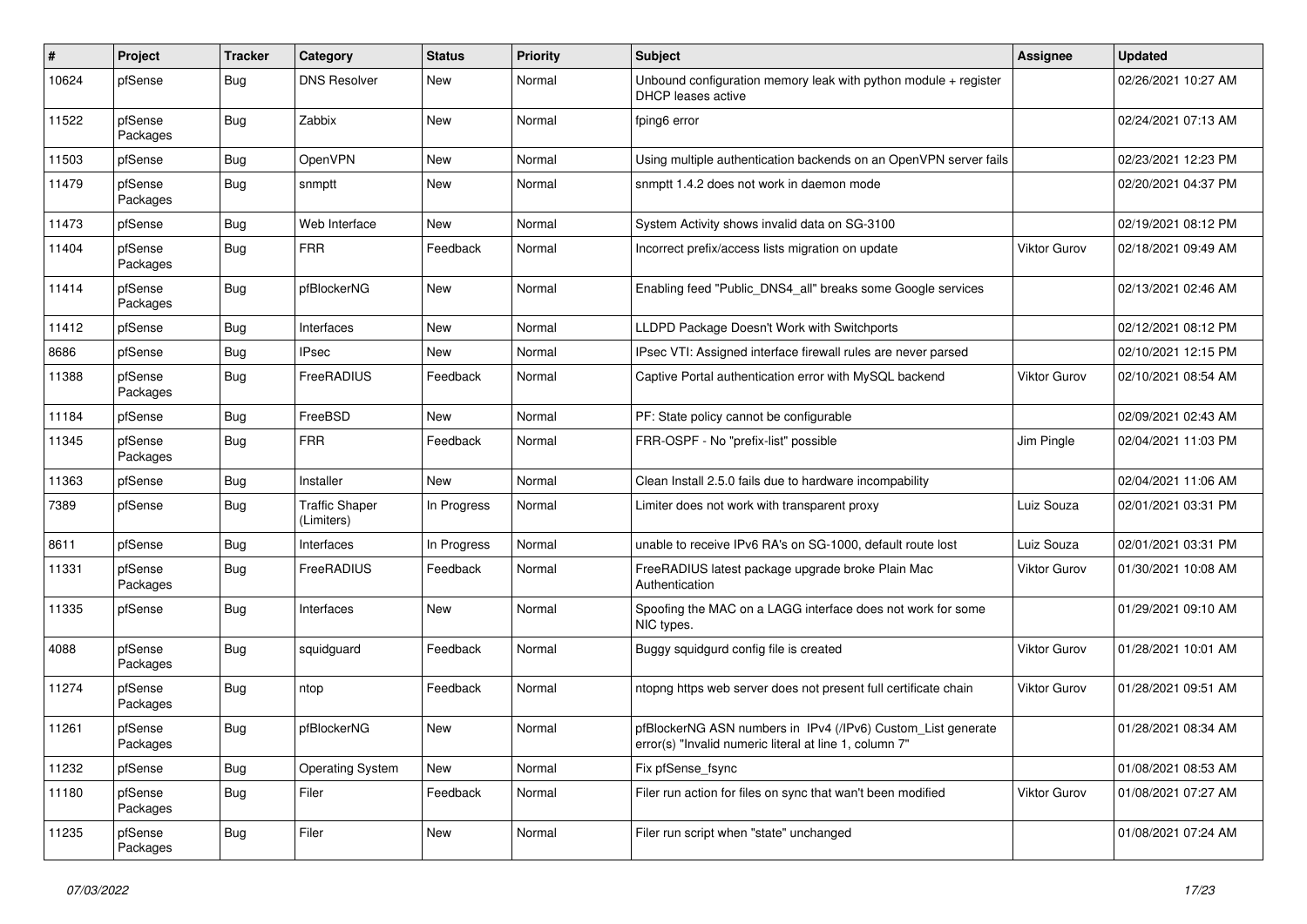| # | Project | Tracker | Category | Status | Priority | Subject | Assignee | Updated |
|---|---|---|---|---|---|---|---|---|
| 10624 | pfSense | Bug | DNS Resolver | New | Normal | Unbound configuration memory leak with python module + register DHCP leases active | | 02/26/2021 10:27 AM |
| 11522 | pfSense Packages | Bug | Zabbix | New | Normal | fping6 error | | 02/24/2021 07:13 AM |
| 11503 | pfSense | Bug | OpenVPN | New | Normal | Using multiple authentication backends on an OpenVPN server fails | | 02/23/2021 12:23 PM |
| 11479 | pfSense Packages | Bug | snmptt | New | Normal | snmptt 1.4.2 does not work in daemon mode | | 02/20/2021 04:37 PM |
| 11473 | pfSense | Bug | Web Interface | New | Normal | System Activity shows invalid data on SG-3100 | | 02/19/2021 08:12 PM |
| 11404 | pfSense Packages | Bug | FRR | Feedback | Normal | Incorrect prefix/access lists migration on update | Viktor Gurov | 02/18/2021 09:49 AM |
| 11414 | pfSense Packages | Bug | pfBlockerNG | New | Normal | Enabling feed "Public_DNS4_all" breaks some Google services | | 02/13/2021 02:46 AM |
| 11412 | pfSense | Bug | Interfaces | New | Normal | LLDPD Package Doesn't Work with Switchports | | 02/12/2021 08:12 PM |
| 8686 | pfSense | Bug | IPsec | New | Normal | IPsec VTI: Assigned interface firewall rules are never parsed | | 02/10/2021 12:15 PM |
| 11388 | pfSense Packages | Bug | FreeRADIUS | Feedback | Normal | Captive Portal authentication error with MySQL backend | Viktor Gurov | 02/10/2021 08:54 AM |
| 11184 | pfSense | Bug | FreeBSD | New | Normal | PF: State policy cannot be configurable | | 02/09/2021 02:43 AM |
| 11345 | pfSense Packages | Bug | FRR | Feedback | Normal | FRR-OSPF - No "prefix-list" possible | Jim Pingle | 02/04/2021 11:03 PM |
| 11363 | pfSense | Bug | Installer | New | Normal | Clean Install 2.5.0 fails due to hardware incompability | | 02/04/2021 11:06 AM |
| 7389 | pfSense | Bug | Traffic Shaper (Limiters) | In Progress | Normal | Limiter does not work with transparent proxy | Luiz Souza | 02/01/2021 03:31 PM |
| 8611 | pfSense | Bug | Interfaces | In Progress | Normal | unable to receive IPv6 RA's on SG-1000, default route lost | Luiz Souza | 02/01/2021 03:31 PM |
| 11331 | pfSense Packages | Bug | FreeRADIUS | Feedback | Normal | FreeRADIUS latest package upgrade broke Plain Mac Authentication | Viktor Gurov | 01/30/2021 10:08 AM |
| 11335 | pfSense | Bug | Interfaces | New | Normal | Spoofing the MAC on a LAGG interface does not work for some NIC types. | | 01/29/2021 09:10 AM |
| 4088 | pfSense Packages | Bug | squidguard | Feedback | Normal | Buggy squidgurd config file is created | Viktor Gurov | 01/28/2021 10:01 AM |
| 11274 | pfSense Packages | Bug | ntop | Feedback | Normal | ntopng https web server does not present full certificate chain | Viktor Gurov | 01/28/2021 09:51 AM |
| 11261 | pfSense Packages | Bug | pfBlockerNG | New | Normal | pfBlockerNG ASN numbers in IPv4 (/IPv6) Custom_List generate error(s) "Invalid numeric literal at line 1, column 7" | | 01/28/2021 08:34 AM |
| 11232 | pfSense | Bug | Operating System | New | Normal | Fix pfSense_fsync | | 01/08/2021 08:53 AM |
| 11180 | pfSense Packages | Bug | Filer | Feedback | Normal | Filer run action for files on sync that wan't been modified | Viktor Gurov | 01/08/2021 07:27 AM |
| 11235 | pfSense Packages | Bug | Filer | New | Normal | Filer run script when "state" unchanged | | 01/08/2021 07:24 AM |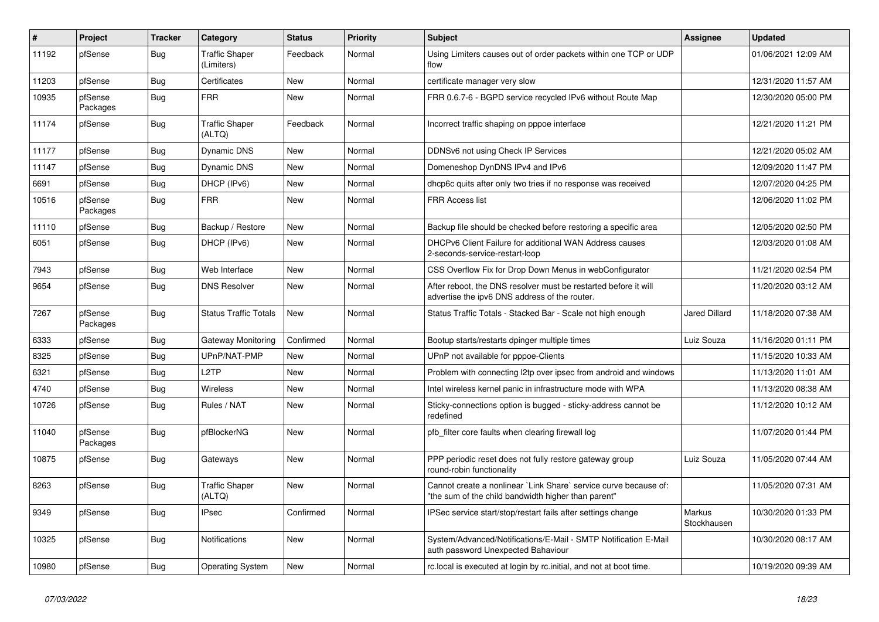| # | Project | Tracker | Category | Status | Priority | Subject | Assignee | Updated |
|---|---|---|---|---|---|---|---|---|
| 11192 | pfSense | Bug | Traffic Shaper (Limiters) | Feedback | Normal | Using Limiters causes out of order packets within one TCP or UDP flow | | 01/06/2021 12:09 AM |
| 11203 | pfSense | Bug | Certificates | New | Normal | certificate manager very slow | | 12/31/2020 11:57 AM |
| 10935 | pfSense Packages | Bug | FRR | New | Normal | FRR 0.6.7-6 - BGPD service recycled IPv6 without Route Map | | 12/30/2020 05:00 PM |
| 11174 | pfSense | Bug | Traffic Shaper (ALTQ) | Feedback | Normal | Incorrect traffic shaping on pppoe interface | | 12/21/2020 11:21 PM |
| 11177 | pfSense | Bug | Dynamic DNS | New | Normal | DDNSv6 not using Check IP Services | | 12/21/2020 05:02 AM |
| 11147 | pfSense | Bug | Dynamic DNS | New | Normal | Domeneshop DynDNS IPv4 and IPv6 | | 12/09/2020 11:47 PM |
| 6691 | pfSense | Bug | DHCP (IPv6) | New | Normal | dhcp6c quits after only two tries if no response was received | | 12/07/2020 04:25 PM |
| 10516 | pfSense Packages | Bug | FRR | New | Normal | FRR Access list | | 12/06/2020 11:02 PM |
| 11110 | pfSense | Bug | Backup / Restore | New | Normal | Backup file should be checked before restoring a specific area | | 12/05/2020 02:50 PM |
| 6051 | pfSense | Bug | DHCP (IPv6) | New | Normal | DHCPv6 Client Failure for additional WAN Address causes 2-seconds-service-restart-loop | | 12/03/2020 01:08 AM |
| 7943 | pfSense | Bug | Web Interface | New | Normal | CSS Overflow Fix for Drop Down Menus in webConfigurator | | 11/21/2020 02:54 PM |
| 9654 | pfSense | Bug | DNS Resolver | New | Normal | After reboot, the DNS resolver must be restarted before it will advertise the ipv6 DNS address of the router. | | 11/20/2020 03:12 AM |
| 7267 | pfSense Packages | Bug | Status Traffic Totals | New | Normal | Status Traffic Totals - Stacked Bar - Scale not high enough | Jared Dillard | 11/18/2020 07:38 AM |
| 6333 | pfSense | Bug | Gateway Monitoring | Confirmed | Normal | Bootup starts/restarts dpinger multiple times | Luiz Souza | 11/16/2020 01:11 PM |
| 8325 | pfSense | Bug | UPnP/NAT-PMP | New | Normal | UPnP not available for pppoe-Clients | | 11/15/2020 10:33 AM |
| 6321 | pfSense | Bug | L2TP | New | Normal | Problem with connecting l2tp over ipsec from android and windows | | 11/13/2020 11:01 AM |
| 4740 | pfSense | Bug | Wireless | New | Normal | Intel wireless kernel panic in infrastructure mode with WPA | | 11/13/2020 08:38 AM |
| 10726 | pfSense | Bug | Rules / NAT | New | Normal | Sticky-connections option is bugged - sticky-address cannot be redefined | | 11/12/2020 10:12 AM |
| 11040 | pfSense Packages | Bug | pfBlockerNG | New | Normal | pfb_filter core faults when clearing firewall log | | 11/07/2020 01:44 PM |
| 10875 | pfSense | Bug | Gateways | New | Normal | PPP periodic reset does not fully restore gateway group round-robin functionality | Luiz Souza | 11/05/2020 07:44 AM |
| 8263 | pfSense | Bug | Traffic Shaper (ALTQ) | New | Normal | Cannot create a nonlinear `Link Share` service curve because of: "the sum of the child bandwidth higher than parent" | | 11/05/2020 07:31 AM |
| 9349 | pfSense | Bug | IPsec | Confirmed | Normal | IPSec service start/stop/restart fails after settings change | Markus Stockhausen | 10/30/2020 01:33 PM |
| 10325 | pfSense | Bug | Notifications | New | Normal | System/Advanced/Notifications/E-Mail - SMTP Notification E-Mail auth password Unexpected Bahaviour | | 10/30/2020 08:17 AM |
| 10980 | pfSense | Bug | Operating System | New | Normal | rc.local is executed at login by rc.initial, and not at boot time. | | 10/19/2020 09:39 AM |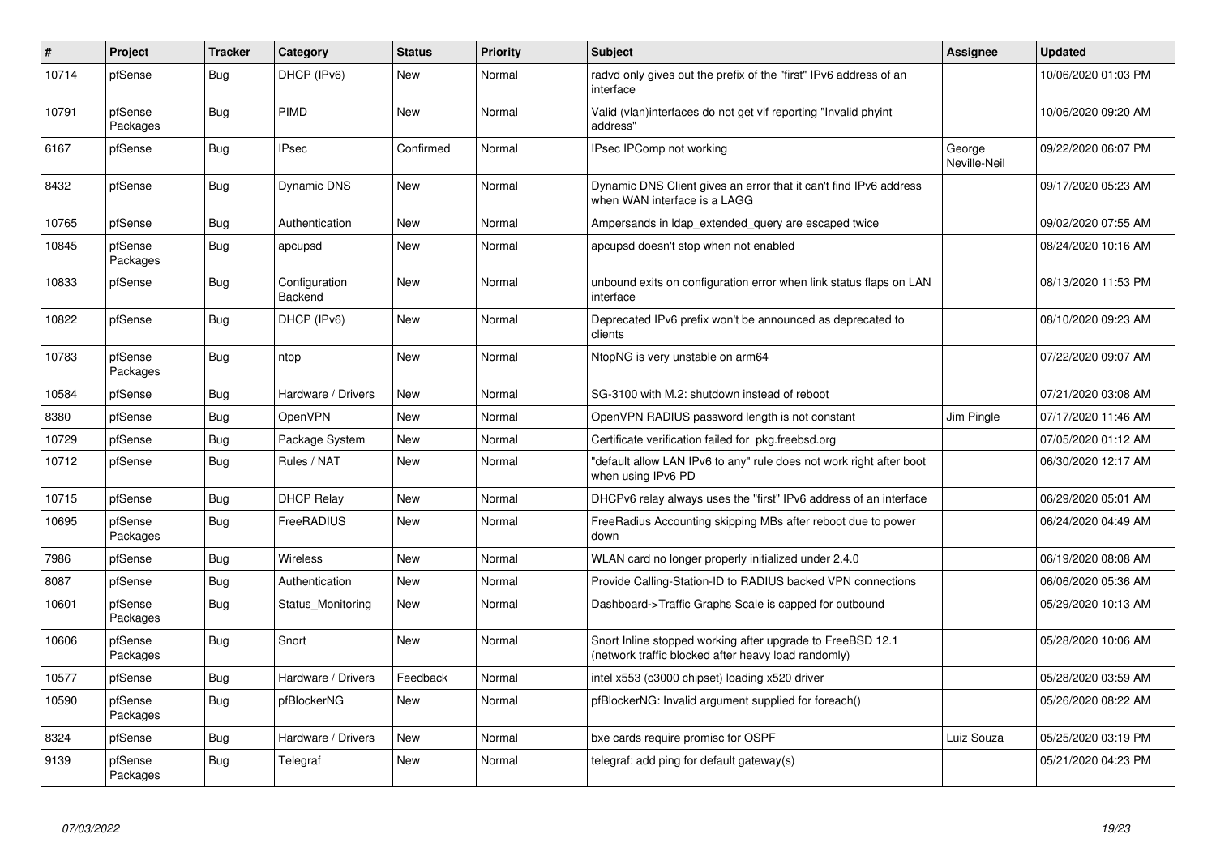| # | Project | Tracker | Category | Status | Priority | Subject | Assignee | Updated |
|---|---|---|---|---|---|---|---|---|
| 10714 | pfSense | Bug | DHCP (IPv6) | New | Normal | radvd only gives out the prefix of the "first" IPv6 address of an interface | | 10/06/2020 01:03 PM |
| 10791 | pfSense Packages | Bug | PIMD | New | Normal | Valid (vlan)interfaces do not get vif reporting "Invalid phyint address" | | 10/06/2020 09:20 AM |
| 6167 | pfSense | Bug | IPsec | Confirmed | Normal | IPsec IPComp not working | George Neville-Neil | 09/22/2020 06:07 PM |
| 8432 | pfSense | Bug | Dynamic DNS | New | Normal | Dynamic DNS Client gives an error that it can't find IPv6 address when WAN interface is a LAGG | | 09/17/2020 05:23 AM |
| 10765 | pfSense | Bug | Authentication | New | Normal | Ampersands in ldap_extended_query are escaped twice | | 09/02/2020 07:55 AM |
| 10845 | pfSense Packages | Bug | apcupsd | New | Normal | apcupsd doesn't stop when not enabled | | 08/24/2020 10:16 AM |
| 10833 | pfSense | Bug | Configuration Backend | New | Normal | unbound exits on configuration error when link status flaps on LAN interface | | 08/13/2020 11:53 PM |
| 10822 | pfSense | Bug | DHCP (IPv6) | New | Normal | Deprecated IPv6 prefix won't be announced as deprecated to clients | | 08/10/2020 09:23 AM |
| 10783 | pfSense Packages | Bug | ntop | New | Normal | NtopNG is very unstable on arm64 | | 07/22/2020 09:07 AM |
| 10584 | pfSense | Bug | Hardware / Drivers | New | Normal | SG-3100 with M.2: shutdown instead of reboot | | 07/21/2020 03:08 AM |
| 8380 | pfSense | Bug | OpenVPN | New | Normal | OpenVPN RADIUS password length is not constant | Jim Pingle | 07/17/2020 11:46 AM |
| 10729 | pfSense | Bug | Package System | New | Normal | Certificate verification failed for pkg.freebsd.org | | 07/05/2020 01:12 AM |
| 10712 | pfSense | Bug | Rules / NAT | New | Normal | "default allow LAN IPv6 to any" rule does not work right after boot when using IPv6 PD | | 06/30/2020 12:17 AM |
| 10715 | pfSense | Bug | DHCP Relay | New | Normal | DHCPv6 relay always uses the "first" IPv6 address of an interface | | 06/29/2020 05:01 AM |
| 10695 | pfSense Packages | Bug | FreeRADIUS | New | Normal | FreeRadius Accounting skipping MBs after reboot due to power down | | 06/24/2020 04:49 AM |
| 7986 | pfSense | Bug | Wireless | New | Normal | WLAN card no longer properly initialized under 2.4.0 | | 06/19/2020 08:08 AM |
| 8087 | pfSense | Bug | Authentication | New | Normal | Provide Calling-Station-ID to RADIUS backed VPN connections | | 06/06/2020 05:36 AM |
| 10601 | pfSense Packages | Bug | Status_Monitoring | New | Normal | Dashboard->Traffic Graphs Scale is capped for outbound | | 05/29/2020 10:13 AM |
| 10606 | pfSense Packages | Bug | Snort | New | Normal | Snort Inline stopped working after upgrade to FreeBSD 12.1 (network traffic blocked after heavy load randomly) | | 05/28/2020 10:06 AM |
| 10577 | pfSense | Bug | Hardware / Drivers | Feedback | Normal | intel x553 (c3000 chipset) loading x520 driver | | 05/28/2020 03:59 AM |
| 10590 | pfSense Packages | Bug | pfBlockerNG | New | Normal | pfBlockerNG: Invalid argument supplied for foreach() | | 05/26/2020 08:22 AM |
| 8324 | pfSense | Bug | Hardware / Drivers | New | Normal | bxe cards require promisc for OSPF | Luiz Souza | 05/25/2020 03:19 PM |
| 9139 | pfSense Packages | Bug | Telegraf | New | Normal | telegraf: add ping for default gateway(s) | | 05/21/2020 04:23 PM |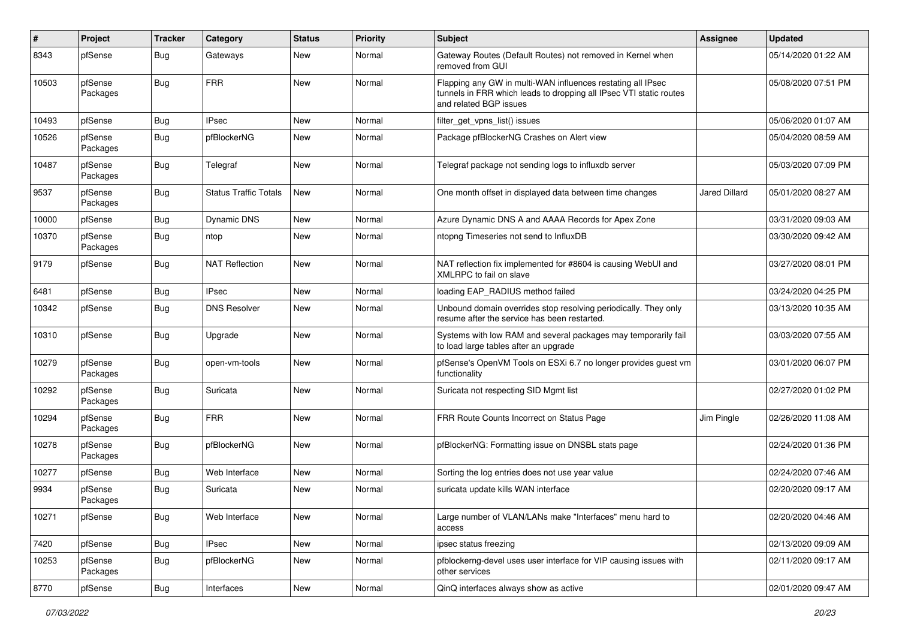| # | Project | Tracker | Category | Status | Priority | Subject | Assignee | Updated |
|---|---|---|---|---|---|---|---|---|
| 8343 | pfSense | Bug | Gateways | New | Normal | Gateway Routes (Default Routes) not removed in Kernel when removed from GUI | | 05/14/2020 01:22 AM |
| 10503 | pfSense Packages | Bug | FRR | New | Normal | Flapping any GW in multi-WAN influences restating all IPsec tunnels in FRR which leads to dropping all IPsec VTI static routes and related BGP issues | | 05/08/2020 07:51 PM |
| 10493 | pfSense | Bug | IPsec | New | Normal | filter_get_vpns_list() issues | | 05/06/2020 01:07 AM |
| 10526 | pfSense Packages | Bug | pfBlockerNG | New | Normal | Package pfBlockerNG Crashes on Alert view | | 05/04/2020 08:59 AM |
| 10487 | pfSense Packages | Bug | Telegraf | New | Normal | Telegraf package not sending logs to influxdb server | | 05/03/2020 07:09 PM |
| 9537 | pfSense Packages | Bug | Status Traffic Totals | New | Normal | One month offset in displayed data between time changes | Jared Dillard | 05/01/2020 08:27 AM |
| 10000 | pfSense | Bug | Dynamic DNS | New | Normal | Azure Dynamic DNS A and AAAA Records for Apex Zone | | 03/31/2020 09:03 AM |
| 10370 | pfSense Packages | Bug | ntop | New | Normal | ntopng Timeseries not send to InfluxDB | | 03/30/2020 09:42 AM |
| 9179 | pfSense | Bug | NAT Reflection | New | Normal | NAT reflection fix implemented for #8604 is causing WebUI and XMLRPC to fail on slave | | 03/27/2020 08:01 PM |
| 6481 | pfSense | Bug | IPsec | New | Normal | loading EAP_RADIUS method failed | | 03/24/2020 04:25 PM |
| 10342 | pfSense | Bug | DNS Resolver | New | Normal | Unbound domain overrides stop resolving periodically. They only resume after the service has been restarted. | | 03/13/2020 10:35 AM |
| 10310 | pfSense | Bug | Upgrade | New | Normal | Systems with low RAM and several packages may temporarily fail to load large tables after an upgrade | | 03/03/2020 07:55 AM |
| 10279 | pfSense Packages | Bug | open-vm-tools | New | Normal | pfSense's OpenVM Tools on ESXi 6.7 no longer provides guest vm functionality | | 03/01/2020 06:07 PM |
| 10292 | pfSense Packages | Bug | Suricata | New | Normal | Suricata not respecting SID Mgmt list | | 02/27/2020 01:02 PM |
| 10294 | pfSense Packages | Bug | FRR | New | Normal | FRR Route Counts Incorrect on Status Page | Jim Pingle | 02/26/2020 11:08 AM |
| 10278 | pfSense Packages | Bug | pfBlockerNG | New | Normal | pfBlockerNG: Formatting issue on DNSBL stats page | | 02/24/2020 01:36 PM |
| 10277 | pfSense | Bug | Web Interface | New | Normal | Sorting the log entries does not use year value | | 02/24/2020 07:46 AM |
| 9934 | pfSense Packages | Bug | Suricata | New | Normal | suricata update kills WAN interface | | 02/20/2020 09:17 AM |
| 10271 | pfSense | Bug | Web Interface | New | Normal | Large number of VLAN/LANs make "Interfaces" menu hard to access | | 02/20/2020 04:46 AM |
| 7420 | pfSense | Bug | IPsec | New | Normal | ipsec status freezing | | 02/13/2020 09:09 AM |
| 10253 | pfSense Packages | Bug | pfBlockerNG | New | Normal | pfblockerng-devel uses user interface for VIP causing issues with other services | | 02/11/2020 09:17 AM |
| 8770 | pfSense | Bug | Interfaces | New | Normal | QinQ interfaces always show as active | | 02/01/2020 09:47 AM |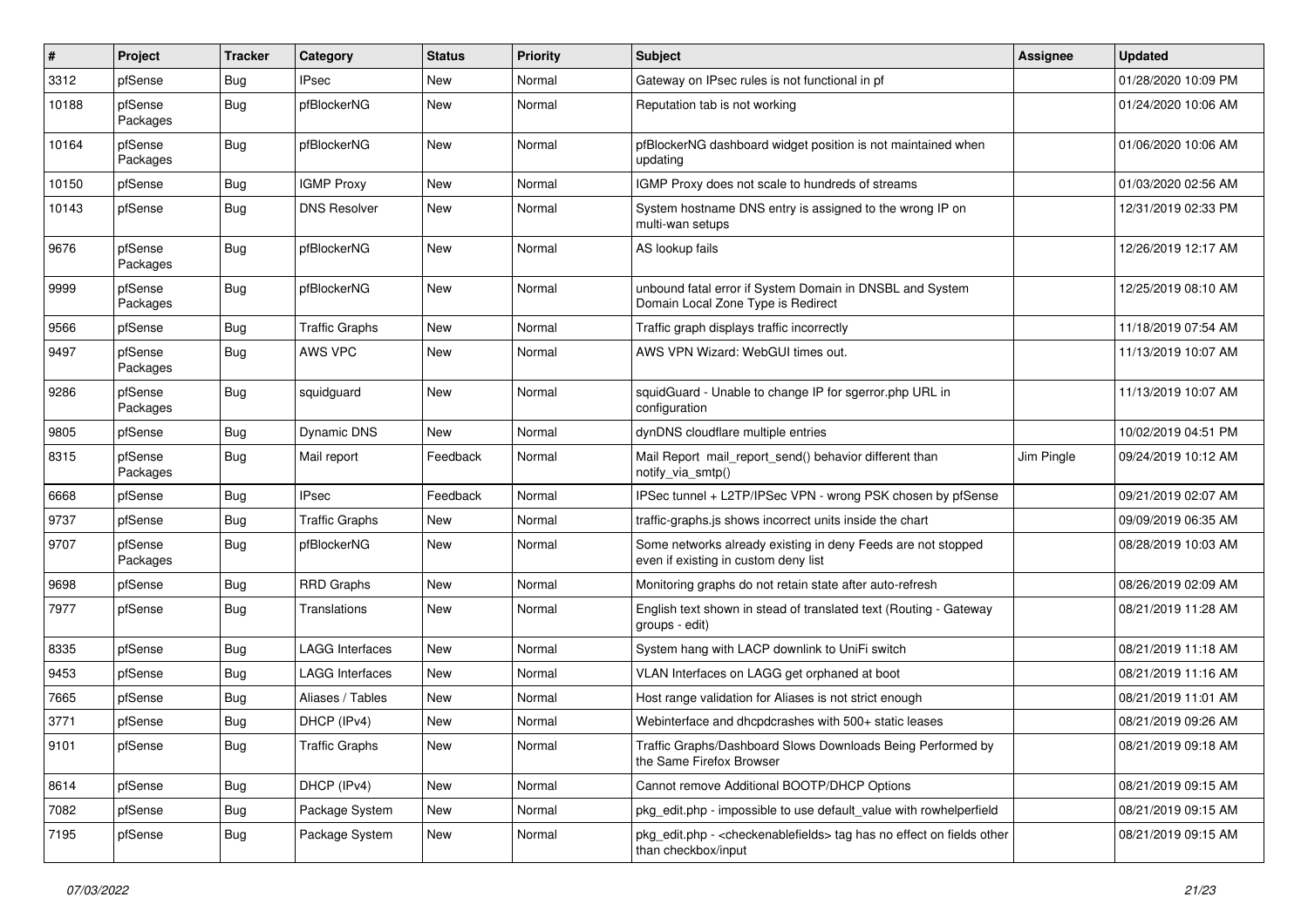| # | Project | Tracker | Category | Status | Priority | Subject | Assignee | Updated |
|---|---|---|---|---|---|---|---|---|
| 3312 | pfSense | Bug | IPsec | New | Normal | Gateway on IPsec rules is not functional in pf | | 01/28/2020 10:09 PM |
| 10188 | pfSense Packages | Bug | pfBlockerNG | New | Normal | Reputation tab is not working | | 01/24/2020 10:06 AM |
| 10164 | pfSense Packages | Bug | pfBlockerNG | New | Normal | pfBlockerNG dashboard widget position is not maintained when updating | | 01/06/2020 10:06 AM |
| 10150 | pfSense | Bug | IGMP Proxy | New | Normal | IGMP Proxy does not scale to hundreds of streams | | 01/03/2020 02:56 AM |
| 10143 | pfSense | Bug | DNS Resolver | New | Normal | System hostname DNS entry is assigned to the wrong IP on multi-wan setups | | 12/31/2019 02:33 PM |
| 9676 | pfSense Packages | Bug | pfBlockerNG | New | Normal | AS lookup fails | | 12/26/2019 12:17 AM |
| 9999 | pfSense Packages | Bug | pfBlockerNG | New | Normal | unbound fatal error if System Domain in DNSBL and System Domain Local Zone Type is Redirect | | 12/25/2019 08:10 AM |
| 9566 | pfSense | Bug | Traffic Graphs | New | Normal | Traffic graph displays traffic incorrectly | | 11/18/2019 07:54 AM |
| 9497 | pfSense Packages | Bug | AWS VPC | New | Normal | AWS VPN Wizard: WebGUI times out. | | 11/13/2019 10:07 AM |
| 9286 | pfSense Packages | Bug | squidguard | New | Normal | squidGuard - Unable to change IP for sgerror.php URL in configuration | | 11/13/2019 10:07 AM |
| 9805 | pfSense | Bug | Dynamic DNS | New | Normal | dynDNS cloudflare multiple entries | | 10/02/2019 04:51 PM |
| 8315 | pfSense Packages | Bug | Mail report | Feedback | Normal | Mail Report mail_report_send() behavior different than notify_via_smtp() | Jim Pingle | 09/24/2019 10:12 AM |
| 6668 | pfSense | Bug | IPsec | Feedback | Normal | IPSec tunnel + L2TP/IPSec VPN - wrong PSK chosen by pfSense | | 09/21/2019 02:07 AM |
| 9737 | pfSense | Bug | Traffic Graphs | New | Normal | traffic-graphs.js shows incorrect units inside the chart | | 09/09/2019 06:35 AM |
| 9707 | pfSense Packages | Bug | pfBlockerNG | New | Normal | Some networks already existing in deny Feeds are not stopped even if existing in custom deny list | | 08/28/2019 10:03 AM |
| 9698 | pfSense | Bug | RRD Graphs | New | Normal | Monitoring graphs do not retain state after auto-refresh | | 08/26/2019 02:09 AM |
| 7977 | pfSense | Bug | Translations | New | Normal | English text shown in stead of translated text (Routing - Gateway groups - edit) | | 08/21/2019 11:28 AM |
| 8335 | pfSense | Bug | LAGG Interfaces | New | Normal | System hang with LACP downlink to UniFi switch | | 08/21/2019 11:18 AM |
| 9453 | pfSense | Bug | LAGG Interfaces | New | Normal | VLAN Interfaces on LAGG get orphaned at boot | | 08/21/2019 11:16 AM |
| 7665 | pfSense | Bug | Aliases / Tables | New | Normal | Host range validation for Aliases is not strict enough | | 08/21/2019 11:01 AM |
| 3771 | pfSense | Bug | DHCP (IPv4) | New | Normal | Webinterface and dhcpdcrashes with 500+ static leases | | 08/21/2019 09:26 AM |
| 9101 | pfSense | Bug | Traffic Graphs | New | Normal | Traffic Graphs/Dashboard Slows Downloads Being Performed by the Same Firefox Browser | | 08/21/2019 09:18 AM |
| 8614 | pfSense | Bug | DHCP (IPv4) | New | Normal | Cannot remove Additional BOOTP/DHCP Options | | 08/21/2019 09:15 AM |
| 7082 | pfSense | Bug | Package System | New | Normal | pkg_edit.php - impossible to use default_value with rowhelperfield | | 08/21/2019 09:15 AM |
| 7195 | pfSense | Bug | Package System | New | Normal | pkg_edit.php - <checkenablefields> tag has no effect on fields other than checkbox/input | | 08/21/2019 09:15 AM |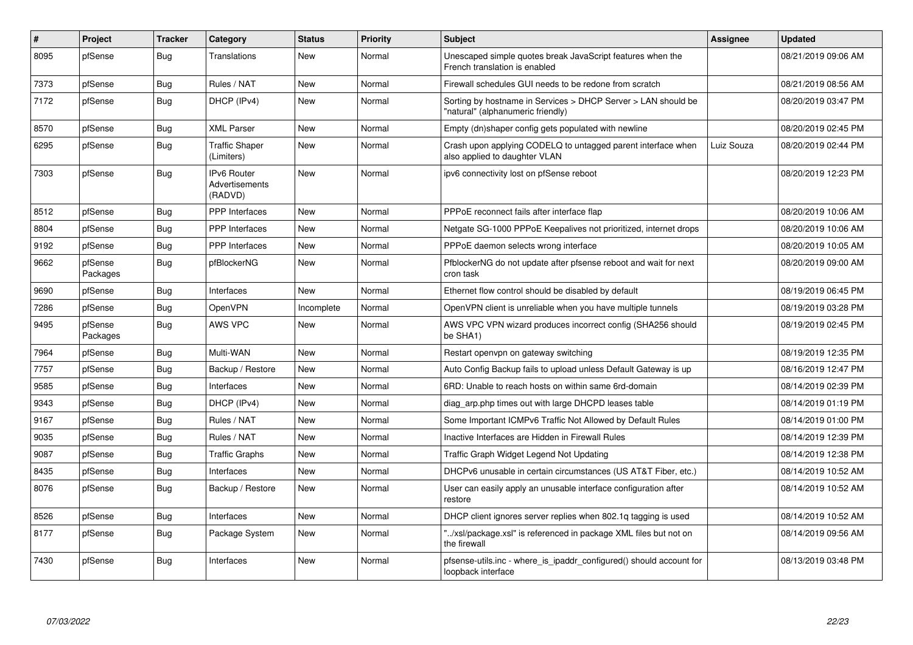| # | Project | Tracker | Category | Status | Priority | Subject | Assignee | Updated |
|---|---|---|---|---|---|---|---|---|
| 8095 | pfSense | Bug | Translations | New | Normal | Unescaped simple quotes break JavaScript features when the French translation is enabled | | 08/21/2019 09:06 AM |
| 7373 | pfSense | Bug | Rules / NAT | New | Normal | Firewall schedules GUI needs to be redone from scratch | | 08/21/2019 08:56 AM |
| 7172 | pfSense | Bug | DHCP (IPv4) | New | Normal | Sorting by hostname in Services > DHCP Server > LAN should be "natural" (alphanumeric friendly) | | 08/20/2019 03:47 PM |
| 8570 | pfSense | Bug | XML Parser | New | Normal | Empty (dn)shaper config gets populated with newline | | 08/20/2019 02:45 PM |
| 6295 | pfSense | Bug | Traffic Shaper (Limiters) | New | Normal | Crash upon applying CODELQ to untagged parent interface when also applied to daughter VLAN | Luiz Souza | 08/20/2019 02:44 PM |
| 7303 | pfSense | Bug | IPv6 Router Advertisements (RADVD) | New | Normal | ipv6 connectivity lost on pfSense reboot | | 08/20/2019 12:23 PM |
| 8512 | pfSense | Bug | PPP Interfaces | New | Normal | PPPoE reconnect fails after interface flap | | 08/20/2019 10:06 AM |
| 8804 | pfSense | Bug | PPP Interfaces | New | Normal | Netgate SG-1000 PPPoE Keepalives not prioritized, internet drops | | 08/20/2019 10:06 AM |
| 9192 | pfSense | Bug | PPP Interfaces | New | Normal | PPPoE daemon selects wrong interface | | 08/20/2019 10:05 AM |
| 9662 | pfSense Packages | Bug | pfBlockerNG | New | Normal | PfblockerNG do not update after pfsense reboot and wait for next cron task | | 08/20/2019 09:00 AM |
| 9690 | pfSense | Bug | Interfaces | New | Normal | Ethernet flow control should be disabled by default | | 08/19/2019 06:45 PM |
| 7286 | pfSense | Bug | OpenVPN | Incomplete | Normal | OpenVPN client is unreliable when you have multiple tunnels | | 08/19/2019 03:28 PM |
| 9495 | pfSense Packages | Bug | AWS VPC | New | Normal | AWS VPC VPN wizard produces incorrect config (SHA256 should be SHA1) | | 08/19/2019 02:45 PM |
| 7964 | pfSense | Bug | Multi-WAN | New | Normal | Restart openvpn on gateway switching | | 08/19/2019 12:35 PM |
| 7757 | pfSense | Bug | Backup / Restore | New | Normal | Auto Config Backup fails to upload unless Default Gateway is up | | 08/16/2019 12:47 PM |
| 9585 | pfSense | Bug | Interfaces | New | Normal | 6RD: Unable to reach hosts on within same 6rd-domain | | 08/14/2019 02:39 PM |
| 9343 | pfSense | Bug | DHCP (IPv4) | New | Normal | diag_arp.php times out with large DHCPD leases table | | 08/14/2019 01:19 PM |
| 9167 | pfSense | Bug | Rules / NAT | New | Normal | Some Important ICMPv6 Traffic Not Allowed by Default Rules | | 08/14/2019 01:00 PM |
| 9035 | pfSense | Bug | Rules / NAT | New | Normal | Inactive Interfaces are Hidden in Firewall Rules | | 08/14/2019 12:39 PM |
| 9087 | pfSense | Bug | Traffic Graphs | New | Normal | Traffic Graph Widget Legend Not Updating | | 08/14/2019 12:38 PM |
| 8435 | pfSense | Bug | Interfaces | New | Normal | DHCPv6 unusable in certain circumstances (US AT&T Fiber, etc.) | | 08/14/2019 10:52 AM |
| 8076 | pfSense | Bug | Backup / Restore | New | Normal | User can easily apply an unusable interface configuration after restore | | 08/14/2019 10:52 AM |
| 8526 | pfSense | Bug | Interfaces | New | Normal | DHCP client ignores server replies when 802.1q tagging is used | | 08/14/2019 10:52 AM |
| 8177 | pfSense | Bug | Package System | New | Normal | "../xsl/package.xsl" is referenced in package XML files but not on the firewall | | 08/14/2019 09:56 AM |
| 7430 | pfSense | Bug | Interfaces | New | Normal | pfsense-utils.inc - where_is_ipaddr_configured() should account for loopback interface | | 08/13/2019 03:48 PM |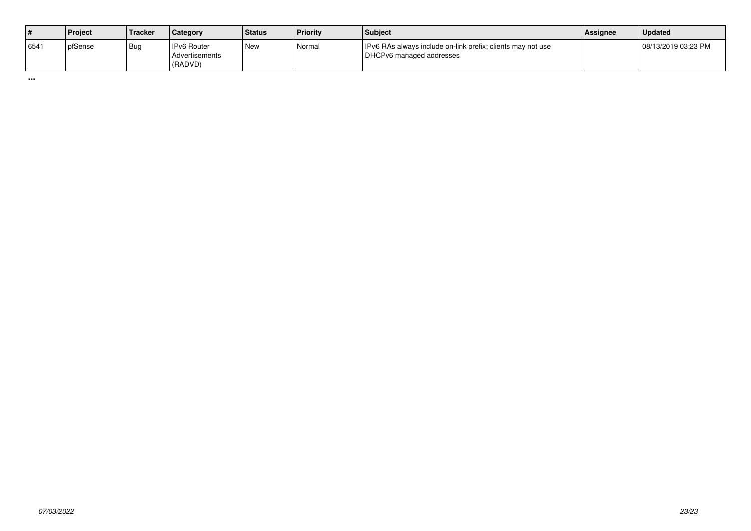| # | Project | Tracker | Category | Status | Priority | Subject | Assignee | Updated |
|---|---|---|---|---|---|---|---|---|
| 6541 | pfSense | Bug | IPv6 Router Advertisements (RADVD) | New | Normal | IPv6 RAs always include on-link prefix; clients may not use DHCPv6 managed addresses | | 08/13/2019 03:23 PM |

...